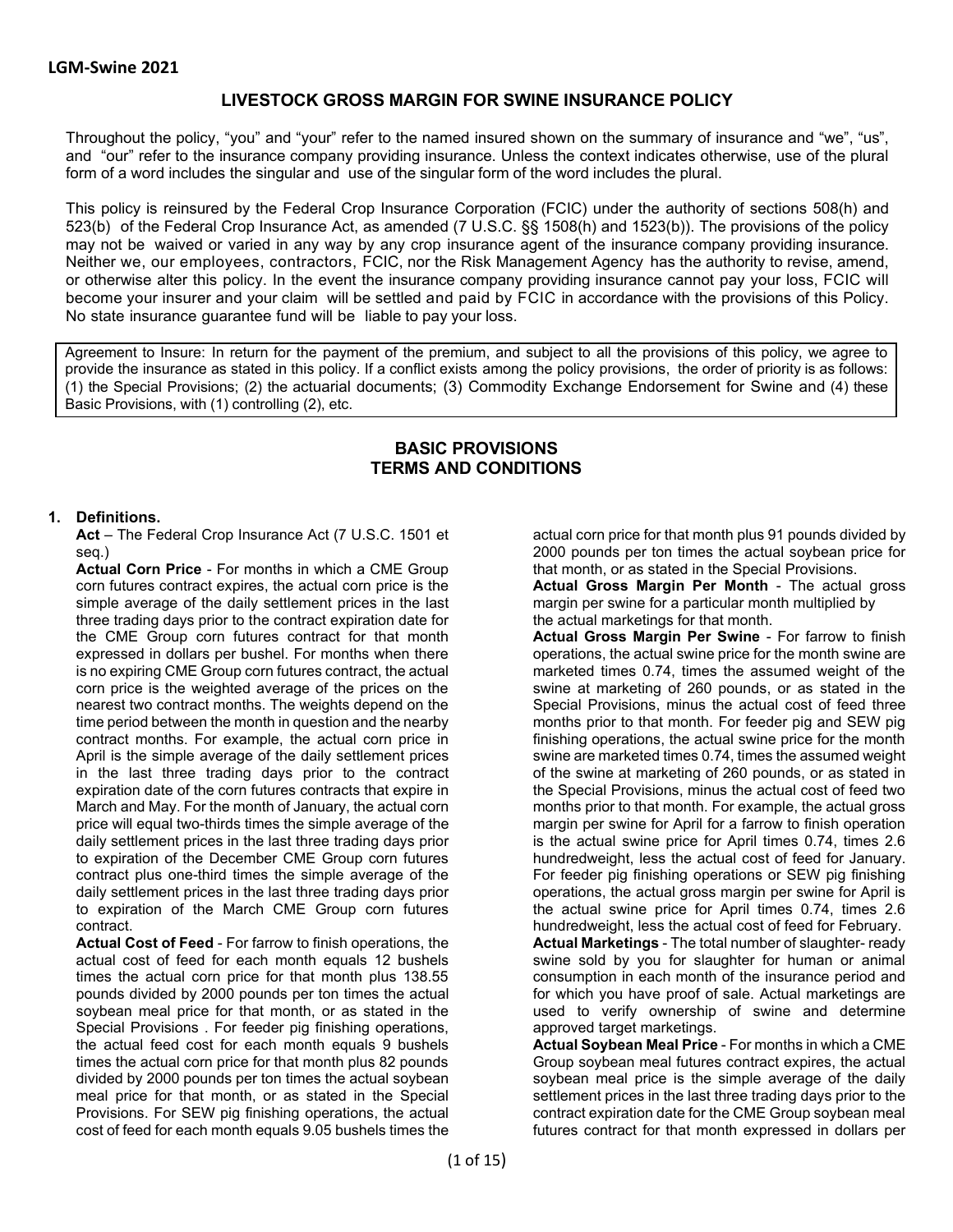**LGM-Swine 2021**

# LIVESTOCK GROSS MARGIN FOR SWINE INSURANCE POLICY

Throughout the policy, "you" and "your" refer to the named insured shown on the summary of insurance and "we", "us", and "our" refer to the insurance company providing insurance. Unless the context indicates otherwise, use of the plural form of a word includes the singular and use of the singular form of the word includes the plural.

This policy is reinsured by the Federal Crop Insurance Corporation (FCIC) under the authority of sections 508(h) and 523(b) of the Federal Crop Insurance Act, as amended (7 U.S.C. §§ 1508(h) and 1523(b)). The provisions of the policy may not be waived or varied in any way by any crop insurance agent of the insurance company providing insurance. Neither we, our employees, contractors, FCIC, nor the Risk Management Agency has the authority to revise, amend, or otherwise alter this policy. In the event the insurance company providing insurance cannot pay your loss, FCIC will become your insurer and your claim will be settled and paid by FCIC in accordance with the provisions of this Policy. No state insurance guarantee fund will be liable to pay your loss.

Agreement to Insure: In return for the payment of the premium, and subject to all the provisions of this policy, we agree to provide the insurance as stated in this policy. If a conflict exists among the policy provisions, the order of priority is as follows: (1) the Special Provisions; (2) the actuarial documents; (3) Commodity Exchange Endorsement for Swine and (4) these Basic Provisions, with (1) controlling (2), etc.

## BASIC PROVISIONS
## TERMS AND CONDITIONS

**1. Definitions.**

**Act** – The Federal Crop Insurance Act (7 U.S.C. 1501 et seq.)

**Actual Corn Price** - For months in which a CME Group corn futures contract expires, the actual corn price is the simple average of the daily settlement prices in the last three trading days prior to the contract expiration date for the CME Group corn futures contract for that month expressed in dollars per bushel. For months when there is no expiring CME Group corn futures contract, the actual corn price is the weighted average of the prices on the nearest two contract months. The weights depend on the time period between the month in question and the nearby contract months. For example, the actual corn price in April is the simple average of the daily settlement prices in the last three trading days prior to the contract expiration date of the corn futures contracts that expire in March and May. For the month of January, the actual corn price will equal two-thirds times the simple average of the daily settlement prices in the last three trading days prior to expiration of the December CME Group corn futures contract plus one-third times the simple average of the daily settlement prices in the last three trading days prior to expiration of the March CME Group corn futures contract.

**Actual Cost of Feed** - For farrow to finish operations, the actual cost of feed for each month equals 12 bushels times the actual corn price for that month plus 138.55 pounds divided by 2000 pounds per ton times the actual soybean meal price for that month, or as stated in the Special Provisions . For feeder pig finishing operations, the actual feed cost for each month equals 9 bushels times the actual corn price for that month plus 82 pounds divided by 2000 pounds per ton times the actual soybean meal price for that month, or as stated in the Special Provisions. For SEW pig finishing operations, the actual cost of feed for each month equals 9.05 bushels times the actual corn price for that month plus 91 pounds divided by 2000 pounds per ton times the actual soybean price for that month, or as stated in the Special Provisions.

**Actual Gross Margin Per Month** - The actual gross margin per swine for a particular month multiplied by the actual marketings for that month.

**Actual Gross Margin Per Swine** - For farrow to finish operations, the actual swine price for the month swine are marketed times 0.74, times the assumed weight of the swine at marketing of 260 pounds, or as stated in the Special Provisions, minus the actual cost of feed three months prior to that month. For feeder pig and SEW pig finishing operations, the actual swine price for the month swine are marketed times 0.74, times the assumed weight of the swine at marketing of 260 pounds, or as stated in the Special Provisions, minus the actual cost of feed two months prior to that month. For example, the actual gross margin per swine for April for a farrow to finish operation is the actual swine price for April times 0.74, times 2.6 hundredweight, less the actual cost of feed for January. For feeder pig finishing operations or SEW pig finishing operations, the actual gross margin per swine for April is the actual swine price for April times 0.74, times 2.6 hundredweight, less the actual cost of feed for February.

**Actual Marketings** - The total number of slaughter- ready swine sold by you for slaughter for human or animal consumption in each month of the insurance period and for which you have proof of sale. Actual marketings are used to verify ownership of swine and determine approved target marketings.

**Actual Soybean Meal Price** - For months in which a CME Group soybean meal futures contract expires, the actual soybean meal price is the simple average of the daily settlement prices in the last three trading days prior to the contract expiration date for the CME Group soybean meal futures contract for that month expressed in dollars per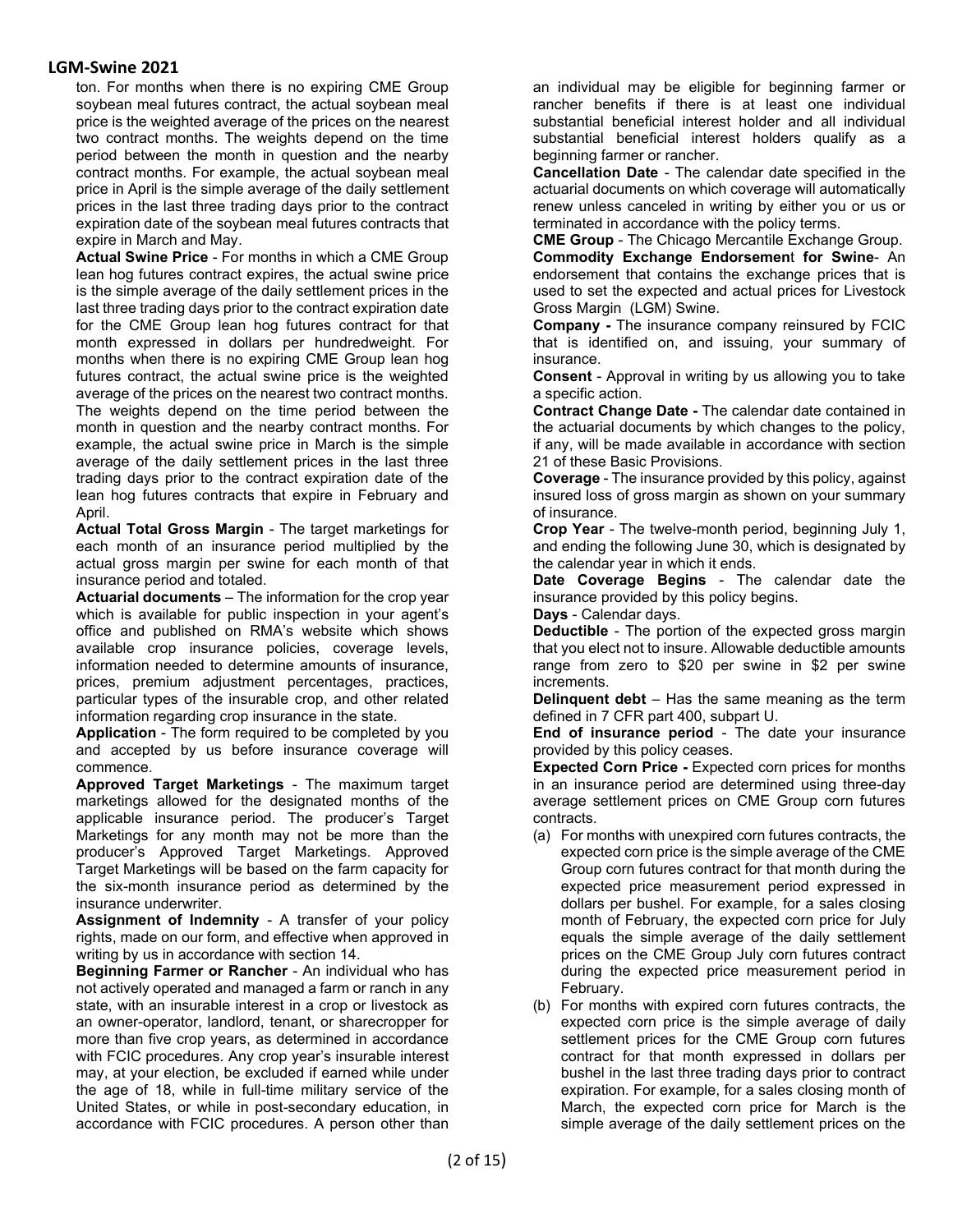ton. For months when there is no expiring CME Group soybean meal futures contract, the actual soybean meal price is the weighted average of the prices on the nearest two contract months. The weights depend on the time period between the month in question and the nearby contract months. For example, the actual soybean meal price in April is the simple average of the daily settlement prices in the last three trading days prior to the contract expiration date of the soybean meal futures contracts that expire in March and May.

**Actual Swine Price** - For months in which a CME Group lean hog futures contract expires, the actual swine price is the simple average of the daily settlement prices in the last three trading days prior to the contract expiration date for the CME Group lean hog futures contract for that month expressed in dollars per hundredweight. For months when there is no expiring CME Group lean hog futures contract, the actual swine price is the weighted average of the prices on the nearest two contract months. The weights depend on the time period between the month in question and the nearby contract months. For example, the actual swine price in March is the simple average of the daily settlement prices in the last three trading days prior to the contract expiration date of the lean hog futures contracts that expire in February and April.

**Actual Total Gross Margin** - The target marketings for each month of an insurance period multiplied by the actual gross margin per swine for each month of that insurance period and totaled.

**Actuarial documents** – The information for the crop year which is available for public inspection in your agent's office and published on RMA's website which shows available crop insurance policies, coverage levels, information needed to determine amounts of insurance, prices, premium adjustment percentages, practices, particular types of the insurable crop, and other related information regarding crop insurance in the state.

**Application** - The form required to be completed by you and accepted by us before insurance coverage will commence.

**Approved Target Marketings** - The maximum target marketings allowed for the designated months of the applicable insurance period. The producer's Target Marketings for any month may not be more than the producer's Approved Target Marketings. Approved Target Marketings will be based on the farm capacity for the six-month insurance period as determined by the insurance underwriter.

**Assignment of Indemnity** - A transfer of your policy rights, made on our form, and effective when approved in writing by us in accordance with section 14.

**Beginning Farmer or Rancher** - An individual who has not actively operated and managed a farm or ranch in any state, with an insurable interest in a crop or livestock as an owner-operator, landlord, tenant, or sharecropper for more than five crop years, as determined in accordance with FCIC procedures. Any crop year's insurable interest may, at your election, be excluded if earned while under the age of 18, while in full-time military service of the United States, or while in post-secondary education, in accordance with FCIC procedures. A person other than an individual may be eligible for beginning farmer or rancher benefits if there is at least one individual substantial beneficial interest holder and all individual substantial beneficial interest holders qualify as a beginning farmer or rancher.

**Cancellation Date** - The calendar date specified in the actuarial documents on which coverage will automatically renew unless canceled in writing by either you or us or terminated in accordance with the policy terms.

**CME Group** - The Chicago Mercantile Exchange Group.

**Commodity Exchange Endorsement for Swine**- An endorsement that contains the exchange prices that is used to set the expected and actual prices for Livestock Gross Margin (LGM) Swine.

**Company -** The insurance company reinsured by FCIC that is identified on, and issuing, your summary of insurance.

**Consent** - Approval in writing by us allowing you to take a specific action.

**Contract Change Date -** The calendar date contained in the actuarial documents by which changes to the policy, if any, will be made available in accordance with section 21 of these Basic Provisions.

**Coverage** - The insurance provided by this policy, against insured loss of gross margin as shown on your summary of insurance.

**Crop Year** - The twelve-month period, beginning July 1, and ending the following June 30, which is designated by the calendar year in which it ends.

**Date Coverage Begins** - The calendar date the insurance provided by this policy begins.

**Days** - Calendar days.

**Deductible** - The portion of the expected gross margin that you elect not to insure. Allowable deductible amounts range from zero to $20 per swine in $2 per swine increments.

**Delinquent debt** – Has the same meaning as the term defined in 7 CFR part 400, subpart U.

**End of insurance period** - The date your insurance provided by this policy ceases.

**Expected Corn Price -** Expected corn prices for months in an insurance period are determined using three-day average settlement prices on CME Group corn futures contracts.

(a) For months with unexpired corn futures contracts, the expected corn price is the simple average of the CME Group corn futures contract for that month during the expected price measurement period expressed in dollars per bushel. For example, for a sales closing month of February, the expected corn price for July equals the simple average of the daily settlement prices on the CME Group July corn futures contract during the expected price measurement period in February.

(b) For months with expired corn futures contracts, the expected corn price is the simple average of daily settlement prices for the CME Group corn futures contract for that month expressed in dollars per bushel in the last three trading days prior to contract expiration. For example, for a sales closing month of March, the expected corn price for March is the simple average of the daily settlement prices on the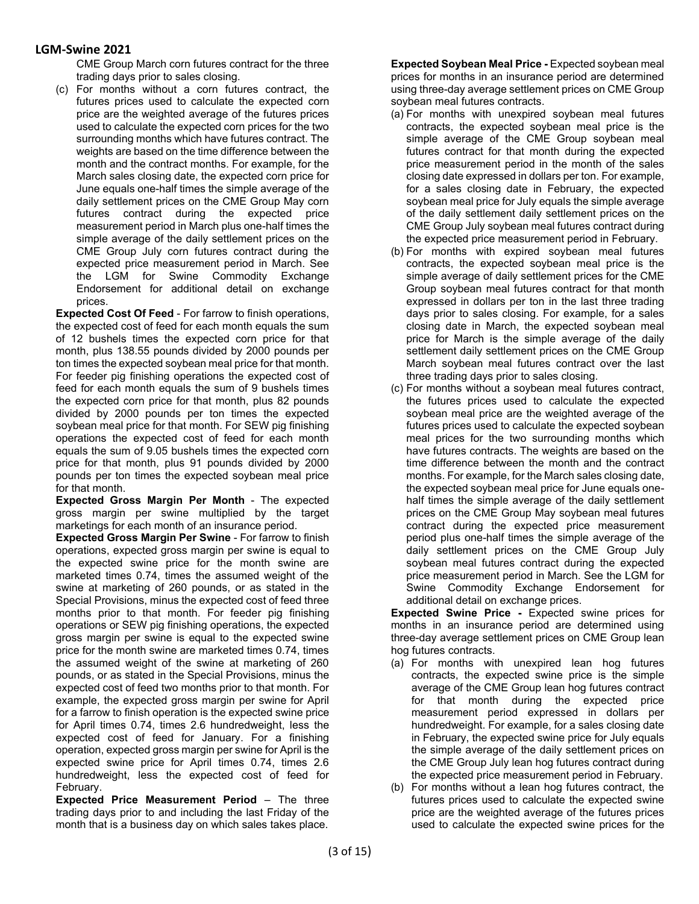CME Group March corn futures contract for the three trading days prior to sales closing.

(c) For months without a corn futures contract, the futures prices used to calculate the expected corn price are the weighted average of the futures prices used to calculate the expected corn prices for the two surrounding months which have futures contract. The weights are based on the time difference between the month and the contract months. For example, for the March sales closing date, the expected corn price for June equals one-half times the simple average of the daily settlement prices on the CME Group May corn futures contract during the expected price measurement period in March plus one-half times the simple average of the daily settlement prices on the CME Group July corn futures contract during the expected price measurement period in March. See the LGM for Swine Commodity Exchange Endorsement for additional detail on exchange prices.

**Expected Cost Of Feed** - For farrow to finish operations, the expected cost of feed for each month equals the sum of 12 bushels times the expected corn price for that month, plus 138.55 pounds divided by 2000 pounds per ton times the expected soybean meal price for that month. For feeder pig finishing operations the expected cost of feed for each month equals the sum of 9 bushels times the expected corn price for that month, plus 82 pounds divided by 2000 pounds per ton times the expected soybean meal price for that month. For SEW pig finishing operations the expected cost of feed for each month equals the sum of 9.05 bushels times the expected corn price for that month, plus 91 pounds divided by 2000 pounds per ton times the expected soybean meal price for that month.

**Expected Gross Margin Per Month** - The expected gross margin per swine multiplied by the target marketings for each month of an insurance period.

**Expected Gross Margin Per Swine** - For farrow to finish operations, expected gross margin per swine is equal to the expected swine price for the month swine are marketed times 0.74, times the assumed weight of the swine at marketing of 260 pounds, or as stated in the Special Provisions, minus the expected cost of feed three months prior to that month. For feeder pig finishing operations or SEW pig finishing operations, the expected gross margin per swine is equal to the expected swine price for the month swine are marketed times 0.74, times the assumed weight of the swine at marketing of 260 pounds, or as stated in the Special Provisions, minus the expected cost of feed two months prior to that month. For example, the expected gross margin per swine for April for a farrow to finish operation is the expected swine price for April times 0.74, times 2.6 hundredweight, less the expected cost of feed for January. For a finishing operation, expected gross margin per swine for April is the expected swine price for April times 0.74, times 2.6 hundredweight, less the expected cost of feed for February.

**Expected Price Measurement Period** – The three trading days prior to and including the last Friday of the month that is a business day on which sales takes place.

**Expected Soybean Meal Price -** Expected soybean meal prices for months in an insurance period are determined using three-day average settlement prices on CME Group soybean meal futures contracts.

(a) For months with unexpired soybean meal futures contracts, the expected soybean meal price is the simple average of the CME Group soybean meal futures contract for that month during the expected price measurement period in the month of the sales closing date expressed in dollars per ton. For example, for a sales closing date in February, the expected soybean meal price for July equals the simple average of the daily settlement daily settlement prices on the CME Group July soybean meal futures contract during the expected price measurement period in February.

(b) For months with expired soybean meal futures contracts, the expected soybean meal price is the simple average of daily settlement prices for the CME Group soybean meal futures contract for that month expressed in dollars per ton in the last three trading days prior to sales closing. For example, for a sales closing date in March, the expected soybean meal price for March is the simple average of the daily settlement daily settlement prices on the CME Group March soybean meal futures contract over the last three trading days prior to sales closing.

(c) For months without a soybean meal futures contract, the futures prices used to calculate the expected soybean meal price are the weighted average of the futures prices used to calculate the expected soybean meal prices for the two surrounding months which have futures contracts. The weights are based on the time difference between the month and the contract months. For example, for the March sales closing date, the expected soybean meal price for June equals one-half times the simple average of the daily settlement prices on the CME Group May soybean meal futures contract during the expected price measurement period plus one-half times the simple average of the daily settlement prices on the CME Group July soybean meal futures contract during the expected price measurement period in March. See the LGM for Swine Commodity Exchange Endorsement for additional detail on exchange prices.

**Expected Swine Price -** Expected swine prices for months in an insurance period are determined using three-day average settlement prices on CME Group lean hog futures contracts.

(a) For months with unexpired lean hog futures contracts, the expected swine price is the simple average of the CME Group lean hog futures contract for that month during the expected price measurement period expressed in dollars per hundredweight. For example, for a sales closing date in February, the expected swine price for July equals the simple average of the daily settlement prices on the CME Group July lean hog futures contract during the expected price measurement period in February.

(b) For months without a lean hog futures contract, the futures prices used to calculate the expected swine price are the weighted average of the futures prices used to calculate the expected swine prices for the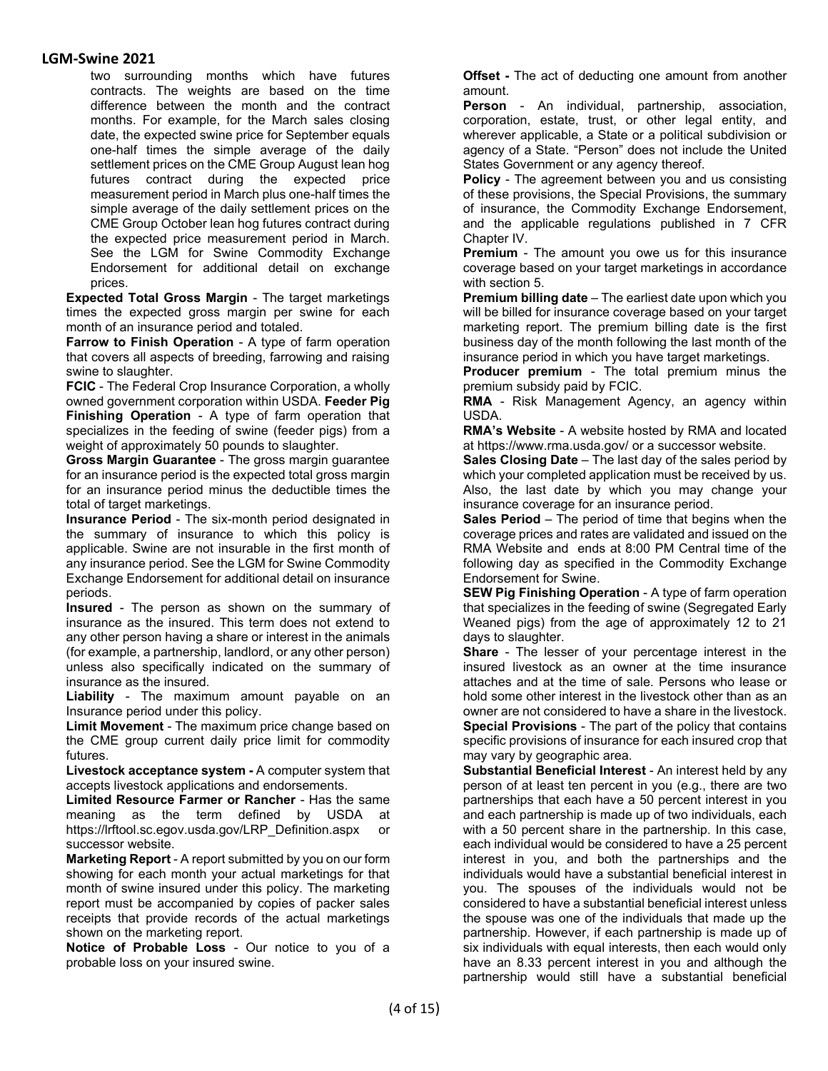two surrounding months which have futures contracts. The weights are based on the time difference between the month and the contract months. For example, for the March sales closing date, the expected swine price for September equals one-half times the simple average of the daily settlement prices on the CME Group August lean hog futures contract during the expected price measurement period in March plus one-half times the simple average of the daily settlement prices on the CME Group October lean hog futures contract during the expected price measurement period in March. See the LGM for Swine Commodity Exchange Endorsement for additional detail on exchange prices.

**Expected Total Gross Margin** - The target marketings times the expected gross margin per swine for each month of an insurance period and totaled.

**Farrow to Finish Operation** - A type of farm operation that covers all aspects of breeding, farrowing and raising swine to slaughter.

**FCIC** - The Federal Crop Insurance Corporation, a wholly owned government corporation within USDA.

**Feeder Pig Finishing Operation** - A type of farm operation that specializes in the feeding of swine (feeder pigs) from a weight of approximately 50 pounds to slaughter.

**Gross Margin Guarantee** - The gross margin guarantee for an insurance period is the expected total gross margin for an insurance period minus the deductible times the total of target marketings.

**Insurance Period** - The six-month period designated in the summary of insurance to which this policy is applicable. Swine are not insurable in the first month of any insurance period. See the LGM for Swine Commodity Exchange Endorsement for additional detail on insurance periods.

**Insured** - The person as shown on the summary of insurance as the insured. This term does not extend to any other person having a share or interest in the animals (for example, a partnership, landlord, or any other person) unless also specifically indicated on the summary of insurance as the insured.

**Liability** - The maximum amount payable on an Insurance period under this policy.

**Limit Movement** - The maximum price change based on the CME group current daily price limit for commodity futures.

**Livestock acceptance system -** A computer system that accepts livestock applications and endorsements.

**Limited Resource Farmer or Rancher** - Has the same meaning as the term defined by USDA at https://lrftool.sc.egov.usda.gov/LRP_Definition.aspx or successor website.

**Marketing Report** - A report submitted by you on our form showing for each month your actual marketings for that month of swine insured under this policy. The marketing report must be accompanied by copies of packer sales receipts that provide records of the actual marketings shown on the marketing report.

**Notice of Probable Loss** - Our notice to you of a probable loss on your insured swine.

**Offset -** The act of deducting one amount from another amount.

**Person** - An individual, partnership, association, corporation, estate, trust, or other legal entity, and wherever applicable, a State or a political subdivision or agency of a State. "Person" does not include the United States Government or any agency thereof.

**Policy** - The agreement between you and us consisting of these provisions, the Special Provisions, the summary of insurance, the Commodity Exchange Endorsement, and the applicable regulations published in 7 CFR Chapter IV.

**Premium** - The amount you owe us for this insurance coverage based on your target marketings in accordance with section 5.

**Premium billing date** – The earliest date upon which you will be billed for insurance coverage based on your target marketing report. The premium billing date is the first business day of the month following the last month of the insurance period in which you have target marketings.

**Producer premium** - The total premium minus the premium subsidy paid by FCIC.

**RMA** - Risk Management Agency, an agency within USDA.

**RMA's Website** - A website hosted by RMA and located at https://www.rma.usda.gov/ or a successor website.

**Sales Closing Date** – The last day of the sales period by which your completed application must be received by us. Also, the last date by which you may change your insurance coverage for an insurance period.

**Sales Period** – The period of time that begins when the coverage prices and rates are validated and issued on the RMA Website and ends at 8:00 PM Central time of the following day as specified in the Commodity Exchange Endorsement for Swine.

**SEW Pig Finishing Operation** - A type of farm operation that specializes in the feeding of swine (Segregated Early Weaned pigs) from the age of approximately 12 to 21 days to slaughter.

**Share** - The lesser of your percentage interest in the insured livestock as an owner at the time insurance attaches and at the time of sale. Persons who lease or hold some other interest in the livestock other than as an owner are not considered to have a share in the livestock.

**Special Provisions** - The part of the policy that contains specific provisions of insurance for each insured crop that may vary by geographic area.

**Substantial Beneficial Interest** - An interest held by any person of at least ten percent in you (e.g., there are two partnerships that each have a 50 percent interest in you and each partnership is made up of two individuals, each with a 50 percent share in the partnership. In this case, each individual would be considered to have a 25 percent interest in you, and both the partnerships and the individuals would have a substantial beneficial interest in you. The spouses of the individuals would not be considered to have a substantial beneficial interest unless the spouse was one of the individuals that made up the partnership. However, if each partnership is made up of six individuals with equal interests, then each would only have an 8.33 percent interest in you and although the partnership would still have a substantial beneficial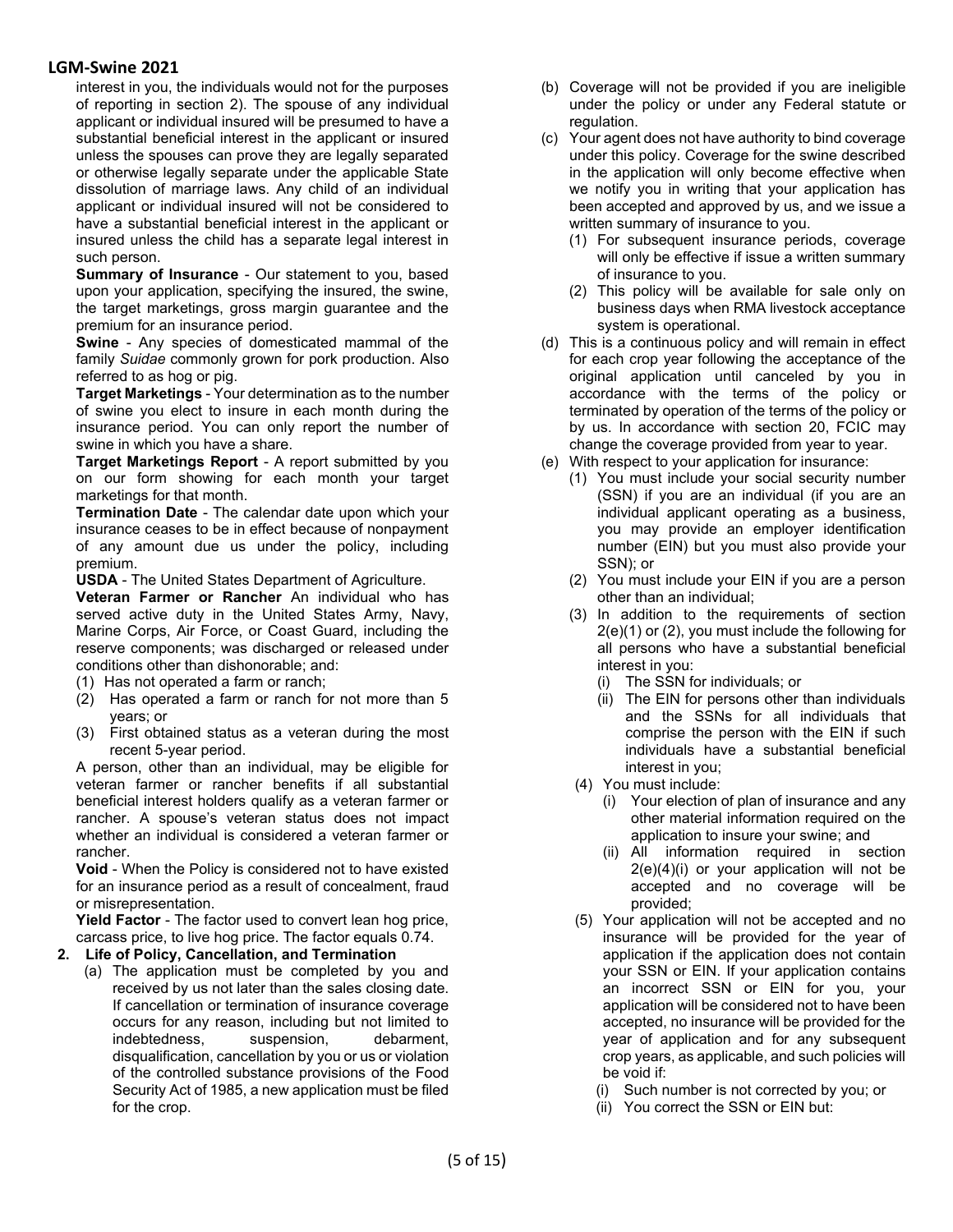interest in you, the individuals would not for the purposes of reporting in section 2). The spouse of any individual applicant or individual insured will be presumed to have a substantial beneficial interest in the applicant or insured unless the spouses can prove they are legally separated or otherwise legally separate under the applicable State dissolution of marriage laws. Any child of an individual applicant or individual insured will not be considered to have a substantial beneficial interest in the applicant or insured unless the child has a separate legal interest in such person.

**Summary of Insurance** - Our statement to you, based upon your application, specifying the insured, the swine, the target marketings, gross margin guarantee and the premium for an insurance period.

**Swine** - Any species of domesticated mammal of the family *Suidae* commonly grown for pork production. Also referred to as hog or pig.

**Target Marketings** - Your determination as to the number of swine you elect to insure in each month during the insurance period. You can only report the number of swine in which you have a share.

**Target Marketings Report** - A report submitted by you on our form showing for each month your target marketings for that month.

**Termination Date** - The calendar date upon which your insurance ceases to be in effect because of nonpayment of any amount due us under the policy, including premium.

**USDA** - The United States Department of Agriculture.

**Veteran Farmer or Rancher** An individual who has served active duty in the United States Army, Navy, Marine Corps, Air Force, or Coast Guard, including the reserve components; was discharged or released under conditions other than dishonorable; and:

(1) Has not operated a farm or ranch;
(2) Has operated a farm or ranch for not more than 5 years; or
(3) First obtained status as a veteran during the most recent 5-year period.

A person, other than an individual, may be eligible for veteran farmer or rancher benefits if all substantial beneficial interest holders qualify as a veteran farmer or rancher. A spouse's veteran status does not impact whether an individual is considered a veteran farmer or rancher.

**Void** - When the Policy is considered not to have existed for an insurance period as a result of concealment, fraud or misrepresentation.

**Yield Factor** - The factor used to convert lean hog price, carcass price, to live hog price. The factor equals 0.74.

**2. Life of Policy, Cancellation, and Termination**

(a) The application must be completed by you and received by us not later than the sales closing date. If cancellation or termination of insurance coverage occurs for any reason, including but not limited to indebtedness, suspension, debarment, disqualification, cancellation by you or us or violation of the controlled substance provisions of the Food Security Act of 1985, a new application must be filed for the crop.

(b) Coverage will not be provided if you are ineligible under the policy or under any Federal statute or regulation.

(c) Your agent does not have authority to bind coverage under this policy. Coverage for the swine described in the application will only become effective when we notify you in writing that your application has been accepted and approved by us, and we issue a written summary of insurance to you.

(1) For subsequent insurance periods, coverage will only be effective if issue a written summary of insurance to you.
(2) This policy will be available for sale only on business days when RMA livestock acceptance system is operational.

(d) This is a continuous policy and will remain in effect for each crop year following the acceptance of the original application until canceled by you in accordance with the terms of the policy or terminated by operation of the terms of the policy or by us. In accordance with section 20, FCIC may change the coverage provided from year to year.

(e) With respect to your application for insurance:

(1) You must include your social security number (SSN) if you are an individual (if you are an individual applicant operating as a business, you may provide an employer identification number (EIN) but you must also provide your SSN); or
(2) You must include your EIN if you are a person other than an individual;
(3) In addition to the requirements of section 2(e)(1) or (2), you must include the following for all persons who have a substantial beneficial interest in you:
   (i) The SSN for individuals; or
   (ii) The EIN for persons other than individuals and the SSNs for all individuals that comprise the person with the EIN if such individuals have a substantial beneficial interest in you;
(4) You must include:
   (i) Your election of plan of insurance and any other material information required on the application to insure your swine; and
   (ii) All information required in section 2(e)(4)(i) or your application will not be accepted and no coverage will be provided;
(5) Your application will not be accepted and no insurance will be provided for the year of application if the application does not contain your SSN or EIN. If your application contains an incorrect SSN or EIN for you, your application will be considered not to have been accepted, no insurance will be provided for the year of application and for any subsequent crop years, as applicable, and such policies will be void if:
   (i) Such number is not corrected by you; or
   (ii) You correct the SSN or EIN but: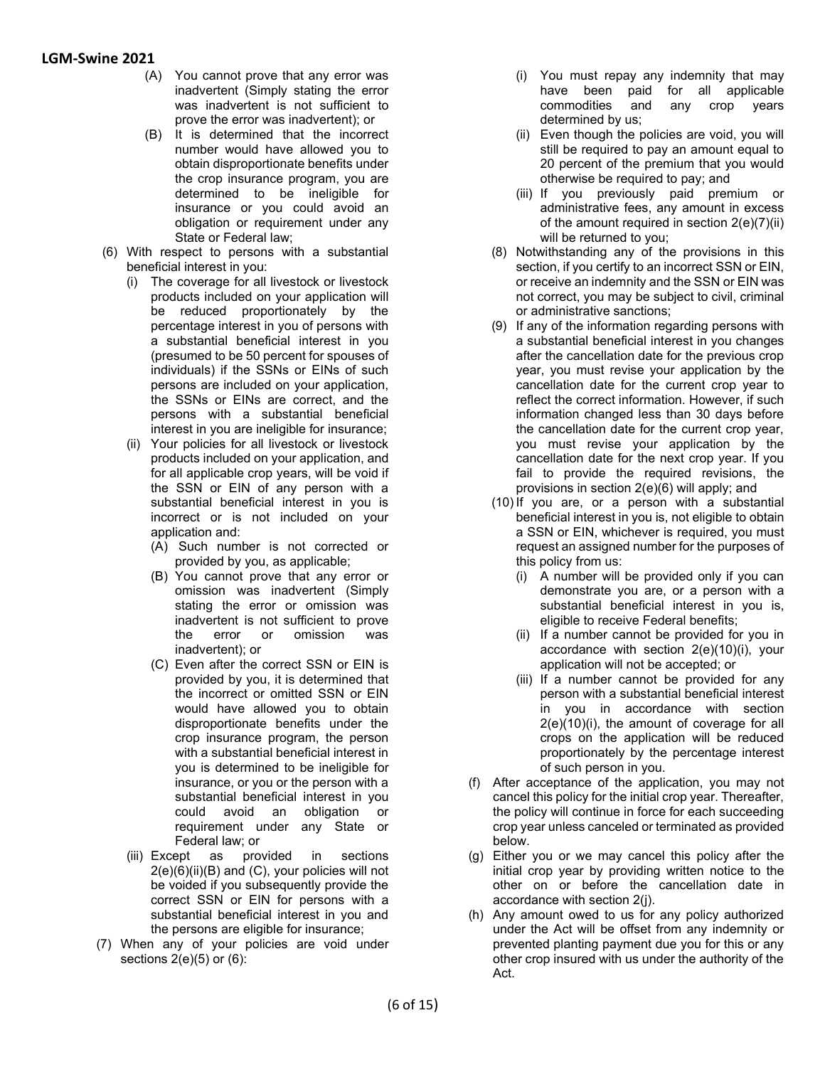(A) You cannot prove that any error was inadvertent (Simply stating the error was inadvertent is not sufficient to prove the error was inadvertent); or

(B) It is determined that the incorrect number would have allowed you to obtain disproportionate benefits under the crop insurance program, you are determined to be ineligible for insurance or you could avoid an obligation or requirement under any State or Federal law;

(6) With respect to persons with a substantial beneficial interest in you:

(i) The coverage for all livestock or livestock products included on your application will be reduced proportionately by the percentage interest in you of persons with a substantial beneficial interest in you (presumed to be 50 percent for spouses of individuals) if the SSNs or EINs of such persons are included on your application, the SSNs or EINs are correct, and the persons with a substantial beneficial interest in you are ineligible for insurance;

(ii) Your policies for all livestock or livestock products included on your application, and for all applicable crop years, will be void if the SSN or EIN of any person with a substantial beneficial interest in you is incorrect or is not included on your application and:

(A) Such number is not corrected or provided by you, as applicable;

(B) You cannot prove that any error or omission was inadvertent (Simply stating the error or omission was inadvertent is not sufficient to prove the error or omission was inadvertent); or

(C) Even after the correct SSN or EIN is provided by you, it is determined that the incorrect or omitted SSN or EIN would have allowed you to obtain disproportionate benefits under the crop insurance program, the person with a substantial beneficial interest in you is determined to be ineligible for insurance, or you or the person with a substantial beneficial interest in you could avoid an obligation or requirement under any State or Federal law; or

(iii) Except as provided in sections 2(e)(6)(ii)(B) and (C), your policies will not be voided if you subsequently provide the correct SSN or EIN for persons with a substantial beneficial interest in you and the persons are eligible for insurance;

(7) When any of your policies are void under sections 2(e)(5) or (6):

(i) You must repay any indemnity that may have been paid for all applicable commodities and any crop years determined by us;

(ii) Even though the policies are void, you will still be required to pay an amount equal to 20 percent of the premium that you would otherwise be required to pay; and

(iii) If you previously paid premium or administrative fees, any amount in excess of the amount required in section 2(e)(7)(ii) will be returned to you;

(8) Notwithstanding any of the provisions in this section, if you certify to an incorrect SSN or EIN, or receive an indemnity and the SSN or EIN was not correct, you may be subject to civil, criminal or administrative sanctions;

(9) If any of the information regarding persons with a substantial beneficial interest in you changes after the cancellation date for the previous crop year, you must revise your application by the cancellation date for the current crop year to reflect the correct information. However, if such information changed less than 30 days before the cancellation date for the current crop year, you must revise your application by the cancellation date for the next crop year. If you fail to provide the required revisions, the provisions in section 2(e)(6) will apply; and

(10) If you are, or a person with a substantial beneficial interest in you is, not eligible to obtain a SSN or EIN, whichever is required, you must request an assigned number for the purposes of this policy from us:

(i) A number will be provided only if you can demonstrate you are, or a person with a substantial beneficial interest in you is, eligible to receive Federal benefits;

(ii) If a number cannot be provided for you in accordance with section 2(e)(10)(i), your application will not be accepted; or

(iii) If a number cannot be provided for any person with a substantial beneficial interest in you in accordance with section 2(e)(10)(i), the amount of coverage for all crops on the application will be reduced proportionately by the percentage interest of such person in you.

(f) After acceptance of the application, you may not cancel this policy for the initial crop year. Thereafter, the policy will continue in force for each succeeding crop year unless canceled or terminated as provided below.

(g) Either you or we may cancel this policy after the initial crop year by providing written notice to the other on or before the cancellation date in accordance with section 2(j).

(h) Any amount owed to us for any policy authorized under the Act will be offset from any indemnity or prevented planting payment due you for this or any other crop insured with us under the authority of the Act.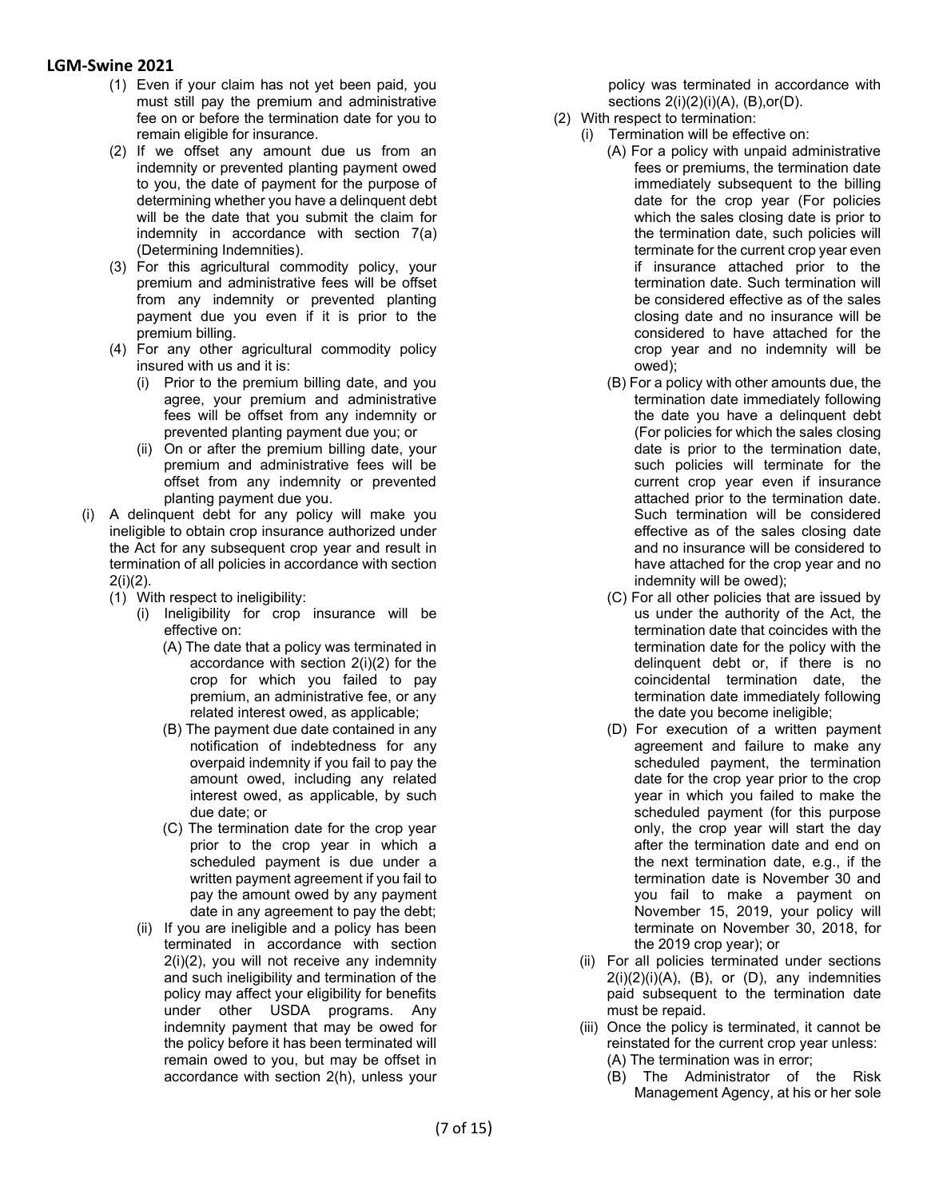(1) Even if your claim has not yet been paid, you must still pay the premium and administrative fee on or before the termination date for you to remain eligible for insurance.

(2) If we offset any amount due us from an indemnity or prevented planting payment owed to you, the date of payment for the purpose of determining whether you have a delinquent debt will be the date that you submit the claim for indemnity in accordance with section 7(a) (Determining Indemnities).

(3) For this agricultural commodity policy, your premium and administrative fees will be offset from any indemnity or prevented planting payment due you even if it is prior to the premium billing.

(4) For any other agricultural commodity policy insured with us and it is:

(i) Prior to the premium billing date, and you agree, your premium and administrative fees will be offset from any indemnity or prevented planting payment due you; or

(ii) On or after the premium billing date, your premium and administrative fees will be offset from any indemnity or prevented planting payment due you.

(i) A delinquent debt for any policy will make you ineligible to obtain crop insurance authorized under the Act for any subsequent crop year and result in termination of all policies in accordance with section 2(i)(2).

(1) With respect to ineligibility:

(i) Ineligibility for crop insurance will be effective on:

(A) The date that a policy was terminated in accordance with section 2(i)(2) for the crop for which you failed to pay premium, an administrative fee, or any related interest owed, as applicable;

(B) The payment due date contained in any notification of indebtedness for any overpaid indemnity if you fail to pay the amount owed, including any related interest owed, as applicable, by such due date; or

(C) The termination date for the crop year prior to the crop year in which a scheduled payment is due under a written payment agreement if you fail to pay the amount owed by any payment date in any agreement to pay the debt;

(ii) If you are ineligible and a policy has been terminated in accordance with section 2(i)(2), you will not receive any indemnity and such ineligibility and termination of the policy may affect your eligibility for benefits under other USDA programs. Any indemnity payment that may be owed for the policy before it has been terminated will remain owed to you, but may be offset in accordance with section 2(h), unless your policy was terminated in accordance with sections 2(i)(2)(i)(A), (B),or(D).

(2) With respect to termination:

(i) Termination will be effective on:

(A) For a policy with unpaid administrative fees or premiums, the termination date immediately subsequent to the billing date for the crop year (For policies which the sales closing date is prior to the termination date, such policies will terminate for the current crop year even if insurance attached prior to the termination date. Such termination will be considered effective as of the sales closing date and no insurance will be considered to have attached for the crop year and no indemnity will be owed);

(B) For a policy with other amounts due, the termination date immediately following the date you have a delinquent debt (For policies for which the sales closing date is prior to the termination date, such policies will terminate for the current crop year even if insurance attached prior to the termination date. Such termination will be considered effective as of the sales closing date and no insurance will be considered to have attached for the crop year and no indemnity will be owed);

(C) For all other policies that are issued by us under the authority of the Act, the termination date that coincides with the termination date for the policy with the delinquent debt or, if there is no coincidental termination date, the termination date immediately following the date you become ineligible;

(D) For execution of a written payment agreement and failure to make any scheduled payment, the termination date for the crop year prior to the crop year in which you failed to make the scheduled payment (for this purpose only, the crop year will start the day after the termination date and end on the next termination date, e.g., if the termination date is November 30 and you fail to make a payment on November 15, 2019, your policy will terminate on November 30, 2018, for the 2019 crop year); or

(ii) For all policies terminated under sections 2(i)(2)(i)(A), (B), or (D), any indemnities paid subsequent to the termination date must be repaid.

(iii) Once the policy is terminated, it cannot be reinstated for the current crop year unless:

(A) The termination was in error;

(B) The Administrator of the Risk Management Agency, at his or her sole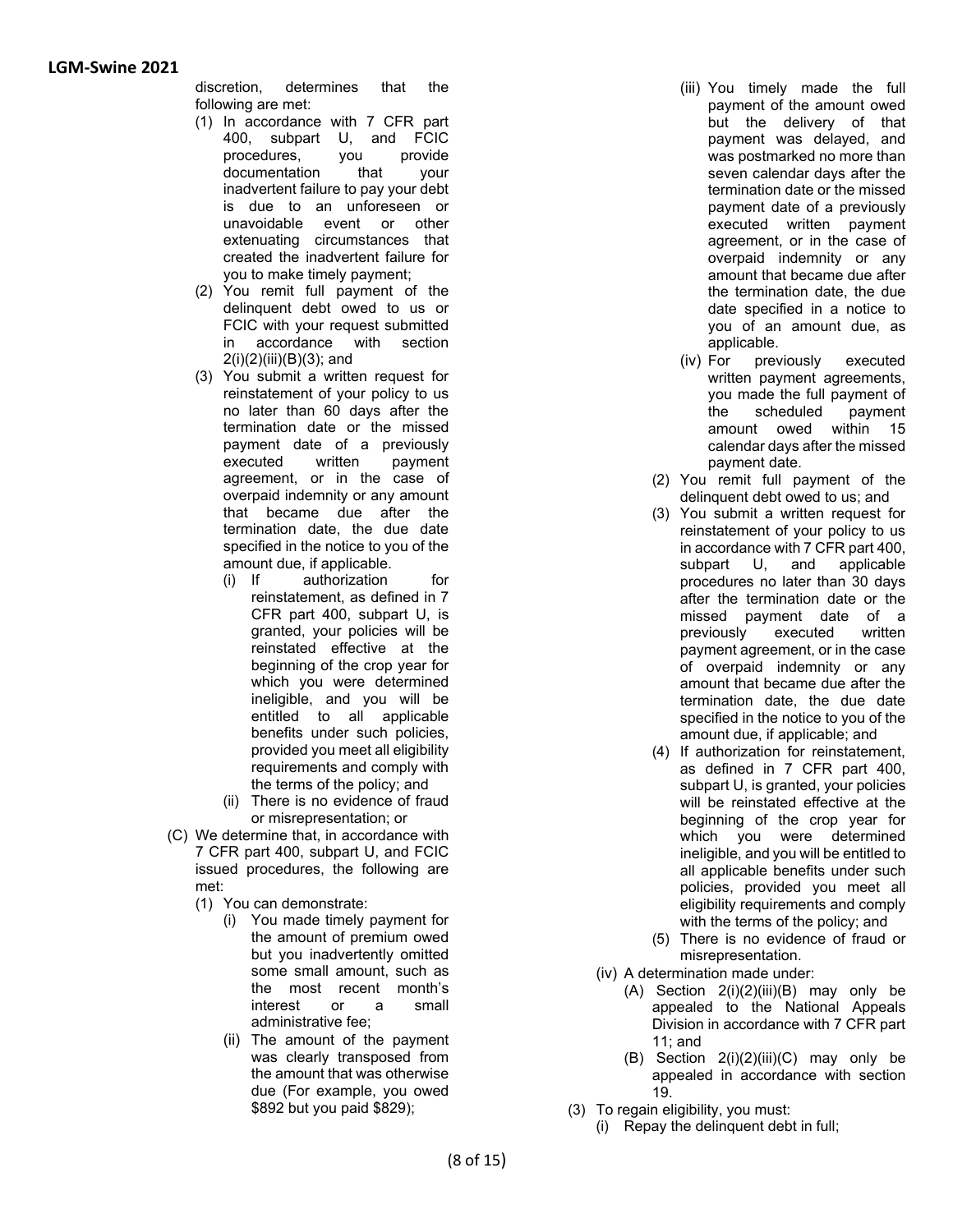discretion, determines that the following are met:

(1) In accordance with 7 CFR part 400, subpart U, and FCIC procedures, you provide documentation that your inadvertent failure to pay your debt is due to an unforeseen or unavoidable event or other extenuating circumstances that created the inadvertent failure for you to make timely payment;

(2) You remit full payment of the delinquent debt owed to us or FCIC with your request submitted in accordance with section 2(i)(2)(iii)(B)(3); and

(3) You submit a written request for reinstatement of your policy to us no later than 60 days after the termination date or the missed payment date of a previously executed written payment agreement, or in the case of overpaid indemnity or any amount that became due after the termination date, the due date specified in the notice to you of the amount due, if applicable.

   (i) If authorization for reinstatement, as defined in 7 CFR part 400, subpart U, is granted, your policies will be reinstated effective at the beginning of the crop year for which you were determined ineligible, and you will be entitled to all applicable benefits under such policies, provided you meet all eligibility requirements and comply with the terms of the policy; and

   (ii) There is no evidence of fraud or misrepresentation; or

(C) We determine that, in accordance with 7 CFR part 400, subpart U, and FCIC issued procedures, the following are met:

   (1) You can demonstrate:

      (i) You made timely payment for the amount of premium owed but you inadvertently omitted some small amount, such as the most recent month's interest or a small administrative fee;

      (ii) The amount of the payment was clearly transposed from the amount that was otherwise due (For example, you owed $892 but you paid $829);

      (iii) You timely made the full payment of the amount owed but the delivery of that payment was delayed, and was postmarked no more than seven calendar days after the termination date or the missed payment date of a previously executed written payment agreement, or in the case of overpaid indemnity or any amount that became due after the termination date, the due date specified in a notice to you of an amount due, as applicable.

      (iv) For previously executed written payment agreements, you made the full payment of the scheduled payment amount owed within 15 calendar days after the missed payment date.

   (2) You remit full payment of the delinquent debt owed to us; and

   (3) You submit a written request for reinstatement of your policy to us in accordance with 7 CFR part 400, subpart U, and applicable procedures no later than 30 days after the termination date or the missed payment date of a previously executed written payment agreement, or in the case of overpaid indemnity or any amount that became due after the termination date, the due date specified in the notice to you of the amount due, if applicable; and

   (4) If authorization for reinstatement, as defined in 7 CFR part 400, subpart U, is granted, your policies will be reinstated effective at the beginning of the crop year for which you were determined ineligible, and you will be entitled to all applicable benefits under such policies, provided you meet all eligibility requirements and comply with the terms of the policy; and

   (5) There is no evidence of fraud or misrepresentation.

(iv) A determination made under:

   (A) Section 2(i)(2)(iii)(B) may only be appealed to the National Appeals Division in accordance with 7 CFR part 11; and

   (B) Section 2(i)(2)(iii)(C) may only be appealed in accordance with section 19.

(3) To regain eligibility, you must:

   (i) Repay the delinquent debt in full;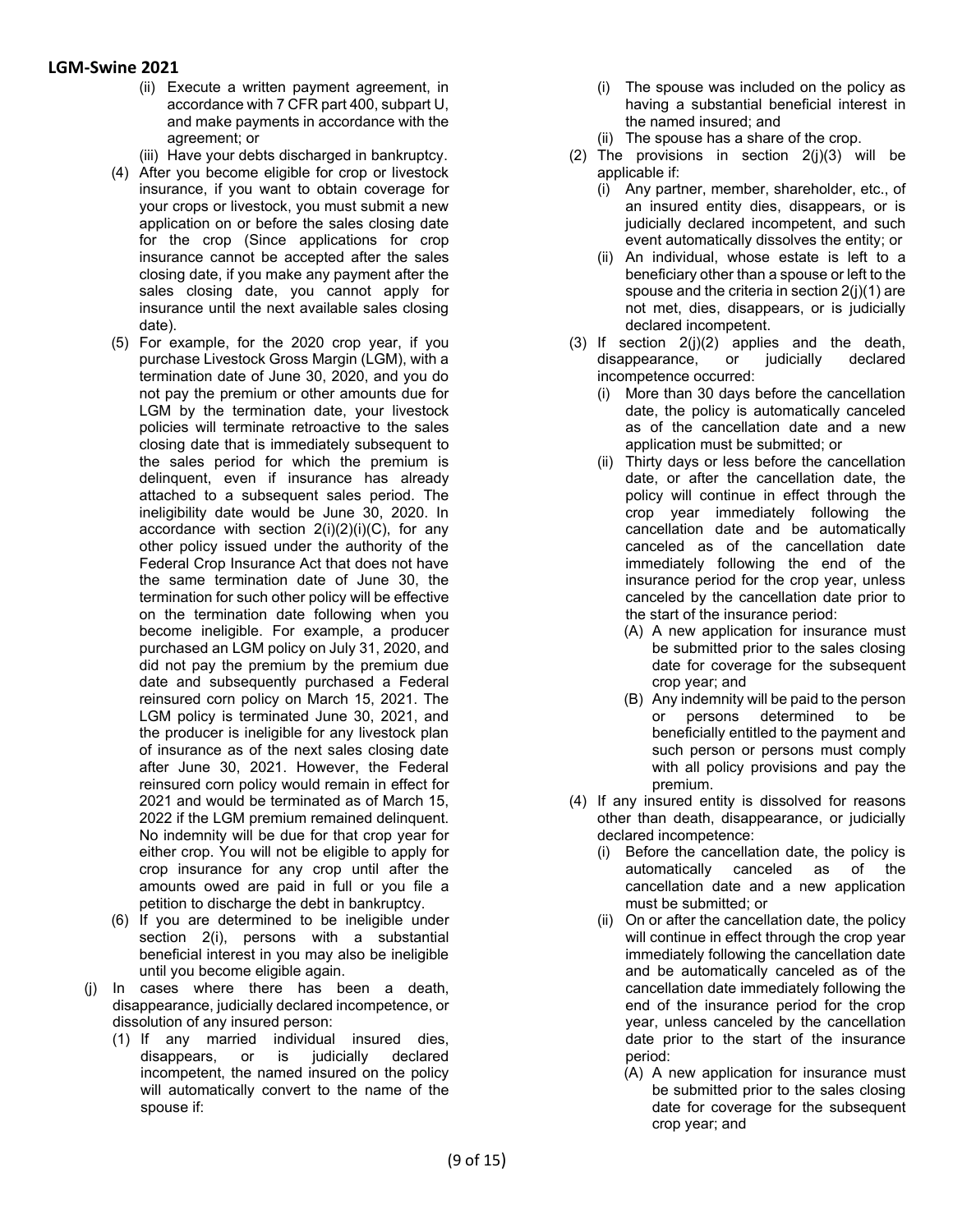(ii) Execute a written payment agreement, in accordance with 7 CFR part 400, subpart U, and make payments in accordance with the agreement; or

(iii) Have your debts discharged in bankruptcy.

(4) After you become eligible for crop or livestock insurance, if you want to obtain coverage for your crops or livestock, you must submit a new application on or before the sales closing date for the crop (Since applications for crop insurance cannot be accepted after the sales closing date, if you make any payment after the sales closing date, you cannot apply for insurance until the next available sales closing date).

(5) For example, for the 2020 crop year, if you purchase Livestock Gross Margin (LGM), with a termination date of June 30, 2020, and you do not pay the premium or other amounts due for LGM by the termination date, your livestock policies will terminate retroactive to the sales closing date that is immediately subsequent to the sales period for which the premium is delinquent, even if insurance has already attached to a subsequent sales period. The ineligibility date would be June 30, 2020. In accordance with section 2(i)(2)(i)(C), for any other policy issued under the authority of the Federal Crop Insurance Act that does not have the same termination date of June 30, the termination for such other policy will be effective on the termination date following when you become ineligible. For example, a producer purchased an LGM policy on July 31, 2020, and did not pay the premium by the premium due date and subsequently purchased a Federal reinsured corn policy on March 15, 2021. The LGM policy is terminated June 30, 2021, and the producer is ineligible for any livestock plan of insurance as of the next sales closing date after June 30, 2021. However, the Federal reinsured corn policy would remain in effect for 2021 and would be terminated as of March 15, 2022 if the LGM premium remained delinquent. No indemnity will be due for that crop year for either crop. You will not be eligible to apply for crop insurance for any crop until after the amounts owed are paid in full or you file a petition to discharge the debt in bankruptcy.

(6) If you are determined to be ineligible under section 2(i), persons with a substantial beneficial interest in you may also be ineligible until you become eligible again.

(j) In cases where there has been a death, disappearance, judicially declared incompetence, or dissolution of any insured person:

(1) If any married individual insured dies, disappears, or is judicially declared incompetent, the named insured on the policy will automatically convert to the name of the spouse if:

(i) The spouse was included on the policy as having a substantial beneficial interest in the named insured; and

(ii) The spouse has a share of the crop.

(2) The provisions in section 2(j)(3) will be applicable if:

(i) Any partner, member, shareholder, etc., of an insured entity dies, disappears, or is judicially declared incompetent, and such event automatically dissolves the entity; or

(ii) An individual, whose estate is left to a beneficiary other than a spouse or left to the spouse and the criteria in section 2(j)(1) are not met, dies, disappears, or is judicially declared incompetent.

(3) If section 2(j)(2) applies and the death, disappearance, or judicially declared incompetence occurred:

(i) More than 30 days before the cancellation date, the policy is automatically canceled as of the cancellation date and a new application must be submitted; or

(ii) Thirty days or less before the cancellation date, or after the cancellation date, the policy will continue in effect through the crop year immediately following the cancellation date and be automatically canceled as of the cancellation date immediately following the end of the insurance period for the crop year, unless canceled by the cancellation date prior to the start of the insurance period:

(A) A new application for insurance must be submitted prior to the sales closing date for coverage for the subsequent crop year; and

(B) Any indemnity will be paid to the person or persons determined to be beneficially entitled to the payment and such person or persons must comply with all policy provisions and pay the premium.

(4) If any insured entity is dissolved for reasons other than death, disappearance, or judicially declared incompetence:

(i) Before the cancellation date, the policy is automatically canceled as of the cancellation date and a new application must be submitted; or

(ii) On or after the cancellation date, the policy will continue in effect through the crop year immediately following the cancellation date and be automatically canceled as of the cancellation date immediately following the end of the insurance period for the crop year, unless canceled by the cancellation date prior to the start of the insurance period:

(A) A new application for insurance must be submitted prior to the sales closing date for coverage for the subsequent crop year; and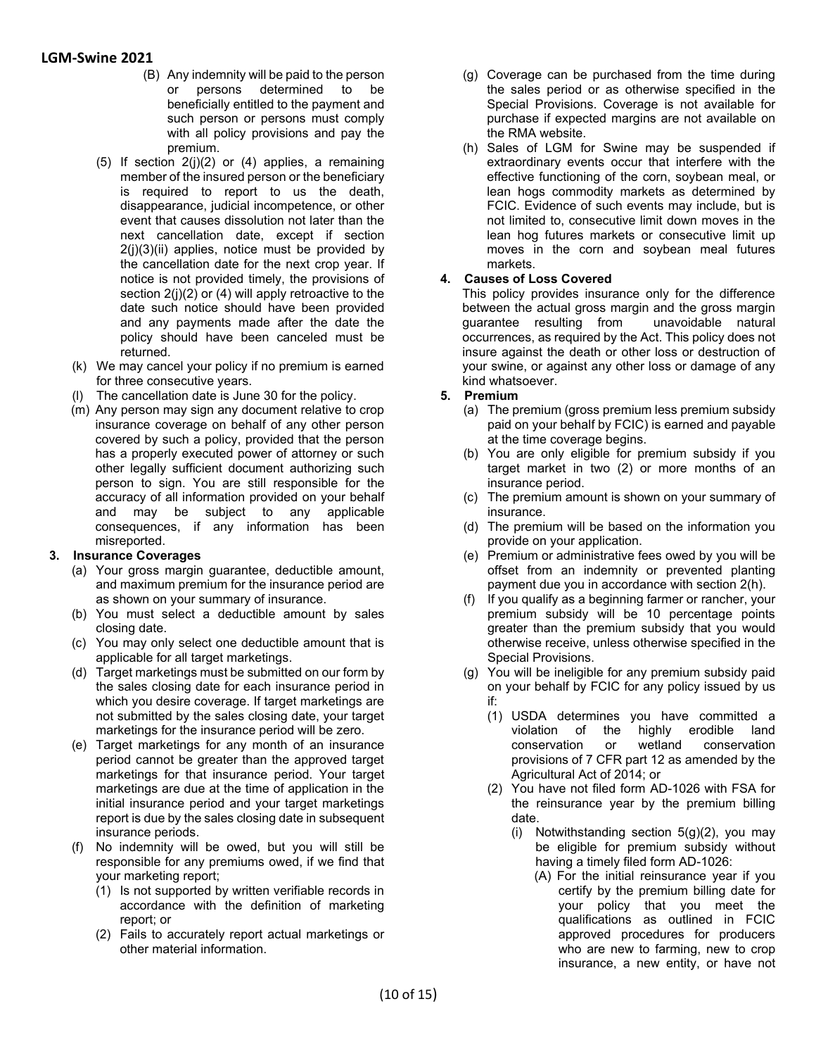(B) Any indemnity will be paid to the person or persons determined to be beneficially entitled to the payment and such person or persons must comply with all policy provisions and pay the premium.

(5) If section 2(j)(2) or (4) applies, a remaining member of the insured person or the beneficiary is required to report to us the death, disappearance, judicial incompetence, or other event that causes dissolution not later than the next cancellation date, except if section 2(j)(3)(ii) applies, notice must be provided by the cancellation date for the next crop year. If notice is not provided timely, the provisions of section 2(j)(2) or (4) will apply retroactive to the date such notice should have been provided and any payments made after the date the policy should have been canceled must be returned.

(k) We may cancel your policy if no premium is earned for three consecutive years.

(l) The cancellation date is June 30 for the policy.

(m) Any person may sign any document relative to crop insurance coverage on behalf of any other person covered by such a policy, provided that the person has a properly executed power of attorney or such other legally sufficient document authorizing such person to sign. You are still responsible for the accuracy of all information provided on your behalf and may be subject to any applicable consequences, if any information has been misreported.

**3. Insurance Coverages**

(a) Your gross margin guarantee, deductible amount, and maximum premium for the insurance period are as shown on your summary of insurance.

(b) You must select a deductible amount by sales closing date.

(c) You may only select one deductible amount that is applicable for all target marketings.

(d) Target marketings must be submitted on our form by the sales closing date for each insurance period in which you desire coverage. If target marketings are not submitted by the sales closing date, your target marketings for the insurance period will be zero.

(e) Target marketings for any month of an insurance period cannot be greater than the approved target marketings for that insurance period. Your target marketings are due at the time of application in the initial insurance period and your target marketings report is due by the sales closing date in subsequent insurance periods.

(f) No indemnity will be owed, but you will still be responsible for any premiums owed, if we find that your marketing report;

(1) Is not supported by written verifiable records in accordance with the definition of marketing report; or

(2) Fails to accurately report actual marketings or other material information.

(g) Coverage can be purchased from the time during the sales period or as otherwise specified in the Special Provisions. Coverage is not available for purchase if expected margins are not available on the RMA website.

(h) Sales of LGM for Swine may be suspended if extraordinary events occur that interfere with the effective functioning of the corn, soybean meal, or lean hogs commodity markets as determined by FCIC. Evidence of such events may include, but is not limited to, consecutive limit down moves in the lean hog futures markets or consecutive limit up moves in the corn and soybean meal futures markets.

**4. Causes of Loss Covered**

This policy provides insurance only for the difference between the actual gross margin and the gross margin guarantee resulting from unavoidable natural occurrences, as required by the Act. This policy does not insure against the death or other loss or destruction of your swine, or against any other loss or damage of any kind whatsoever.

**5. Premium**

(a) The premium (gross premium less premium subsidy paid on your behalf by FCIC) is earned and payable at the time coverage begins.

(b) You are only eligible for premium subsidy if you target market in two (2) or more months of an insurance period.

(c) The premium amount is shown on your summary of insurance.

(d) The premium will be based on the information you provide on your application.

(e) Premium or administrative fees owed by you will be offset from an indemnity or prevented planting payment due you in accordance with section 2(h).

(f) If you qualify as a beginning farmer or rancher, your premium subsidy will be 10 percentage points greater than the premium subsidy that you would otherwise receive, unless otherwise specified in the Special Provisions.

(g) You will be ineligible for any premium subsidy paid on your behalf by FCIC for any policy issued by us if:

(1) USDA determines you have committed a violation of the highly erodible land conservation or wetland conservation provisions of 7 CFR part 12 as amended by the Agricultural Act of 2014; or

(2) You have not filed form AD-1026 with FSA for the reinsurance year by the premium billing date.

(i) Notwithstanding section 5(g)(2), you may be eligible for premium subsidy without having a timely filed form AD-1026:

(A) For the initial reinsurance year if you certify by the premium billing date for your policy that you meet the qualifications as outlined in FCIC approved procedures for producers who are new to farming, new to crop insurance, a new entity, or have not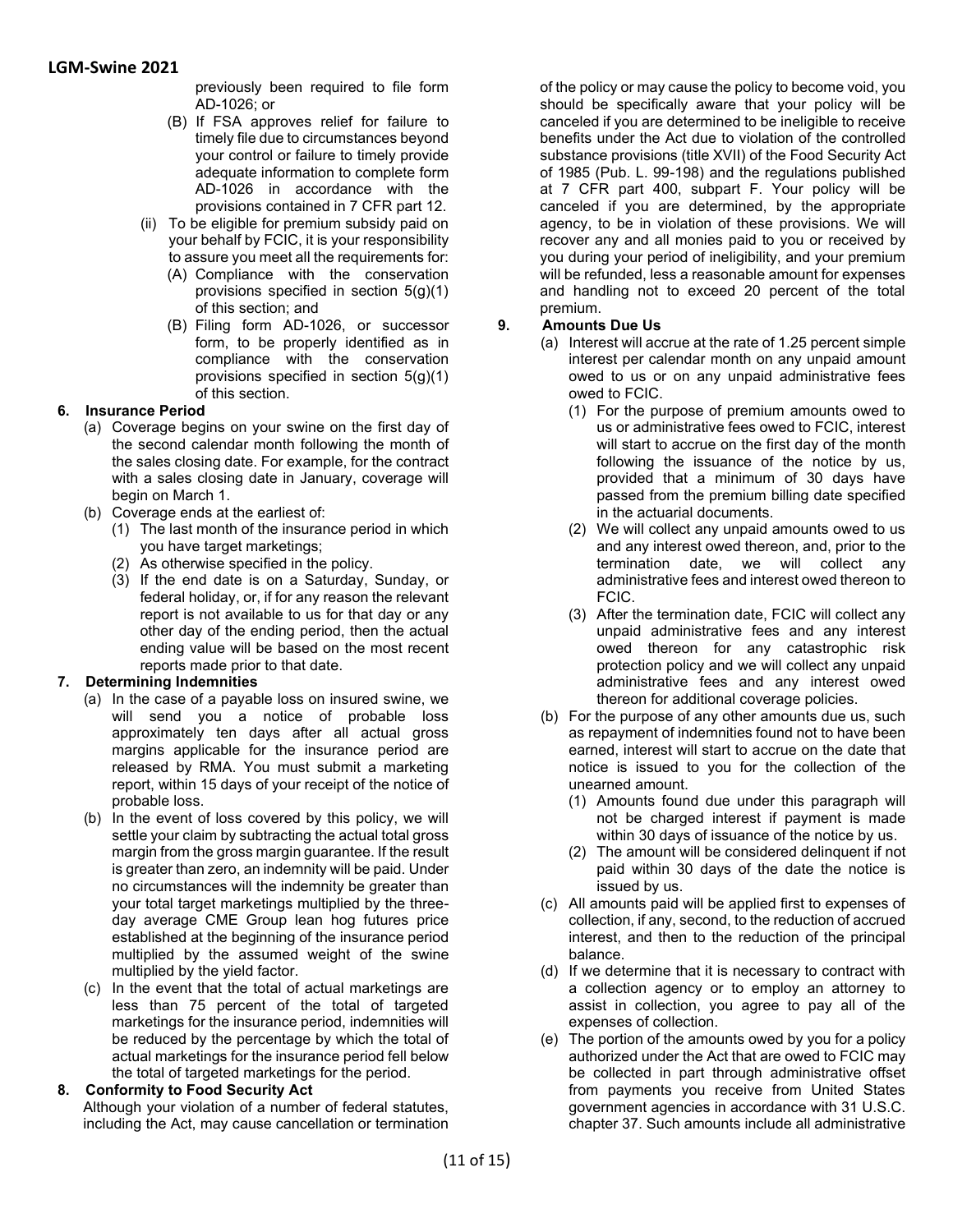previously been required to file form AD-1026; or

   (B) If FSA approves relief for failure to timely file due to circumstances beyond your control or failure to timely provide adequate information to complete form AD-1026 in accordance with the provisions contained in 7 CFR part 12.

(ii) To be eligible for premium subsidy paid on your behalf by FCIC, it is your responsibility to assure you meet all the requirements for:

   (A) Compliance with the conservation provisions specified in section 5(g)(1) of this section; and

   (B) Filing form AD-1026, or successor form, to be properly identified as in compliance with the conservation provisions specified in section 5(g)(1) of this section.

## 6. Insurance Period

(a) Coverage begins on your swine on the first day of the second calendar month following the month of the sales closing date. For example, for the contract with a sales closing date in January, coverage will begin on March 1.

(b) Coverage ends at the earliest of:

   (1) The last month of the insurance period in which you have target marketings;

   (2) As otherwise specified in the policy.

   (3) If the end date is on a Saturday, Sunday, or federal holiday, or, if for any reason the relevant report is not available to us for that day or any other day of the ending period, then the actual ending value will be based on the most recent reports made prior to that date.

## 7. Determining Indemnities

(a) In the case of a payable loss on insured swine, we will send you a notice of probable loss approximately ten days after all actual gross margins applicable for the insurance period are released by RMA. You must submit a marketing report, within 15 days of your receipt of the notice of probable loss.

(b) In the event of loss covered by this policy, we will settle your claim by subtracting the actual total gross margin from the gross margin guarantee. If the result is greater than zero, an indemnity will be paid. Under no circumstances will the indemnity be greater than your total target marketings multiplied by the three-day average CME Group lean hog futures price established at the beginning of the insurance period multiplied by the assumed weight of the swine multiplied by the yield factor.

(c) In the event that the total of actual marketings are less than 75 percent of the total of targeted marketings for the insurance period, indemnities will be reduced by the percentage by which the total of actual marketings for the insurance period fell below the total of targeted marketings for the period.

## 8. Conformity to Food Security Act

Although your violation of a number of federal statutes, including the Act, may cause cancellation or termination of the policy or may cause the policy to become void, you should be specifically aware that your policy will be canceled if you are determined to be ineligible to receive benefits under the Act due to violation of the controlled substance provisions (title XVII) of the Food Security Act of 1985 (Pub. L. 99-198) and the regulations published at 7 CFR part 400, subpart F. Your policy will be canceled if you are determined, by the appropriate agency, to be in violation of these provisions. We will recover any and all monies paid to you or received by you during your period of ineligibility, and your premium will be refunded, less a reasonable amount for expenses and handling not to exceed 20 percent of the total premium.

## 9. Amounts Due Us

(a) Interest will accrue at the rate of 1.25 percent simple interest per calendar month on any unpaid amount owed to us or on any unpaid administrative fees owed to FCIC.

   (1) For the purpose of premium amounts owed to us or administrative fees owed to FCIC, interest will start to accrue on the first day of the month following the issuance of the notice by us, provided that a minimum of 30 days have passed from the premium billing date specified in the actuarial documents.

   (2) We will collect any unpaid amounts owed to us and any interest owed thereon, and, prior to the termination date, we will collect any administrative fees and interest owed thereon to FCIC.

   (3) After the termination date, FCIC will collect any unpaid administrative fees and any interest owed thereon for any catastrophic risk protection policy and we will collect any unpaid administrative fees and any interest owed thereon for additional coverage policies.

(b) For the purpose of any other amounts due us, such as repayment of indemnities found not to have been earned, interest will start to accrue on the date that notice is issued to you for the collection of the unearned amount.

   (1) Amounts found due under this paragraph will not be charged interest if payment is made within 30 days of issuance of the notice by us.

   (2) The amount will be considered delinquent if not paid within 30 days of the date the notice is issued by us.

(c) All amounts paid will be applied first to expenses of collection, if any, second, to the reduction of accrued interest, and then to the reduction of the principal balance.

(d) If we determine that it is necessary to contract with a collection agency or to employ an attorney to assist in collection, you agree to pay all of the expenses of collection.

(e) The portion of the amounts owed by you for a policy authorized under the Act that are owed to FCIC may be collected in part through administrative offset from payments you receive from United States government agencies in accordance with 31 U.S.C. chapter 37. Such amounts include all administrative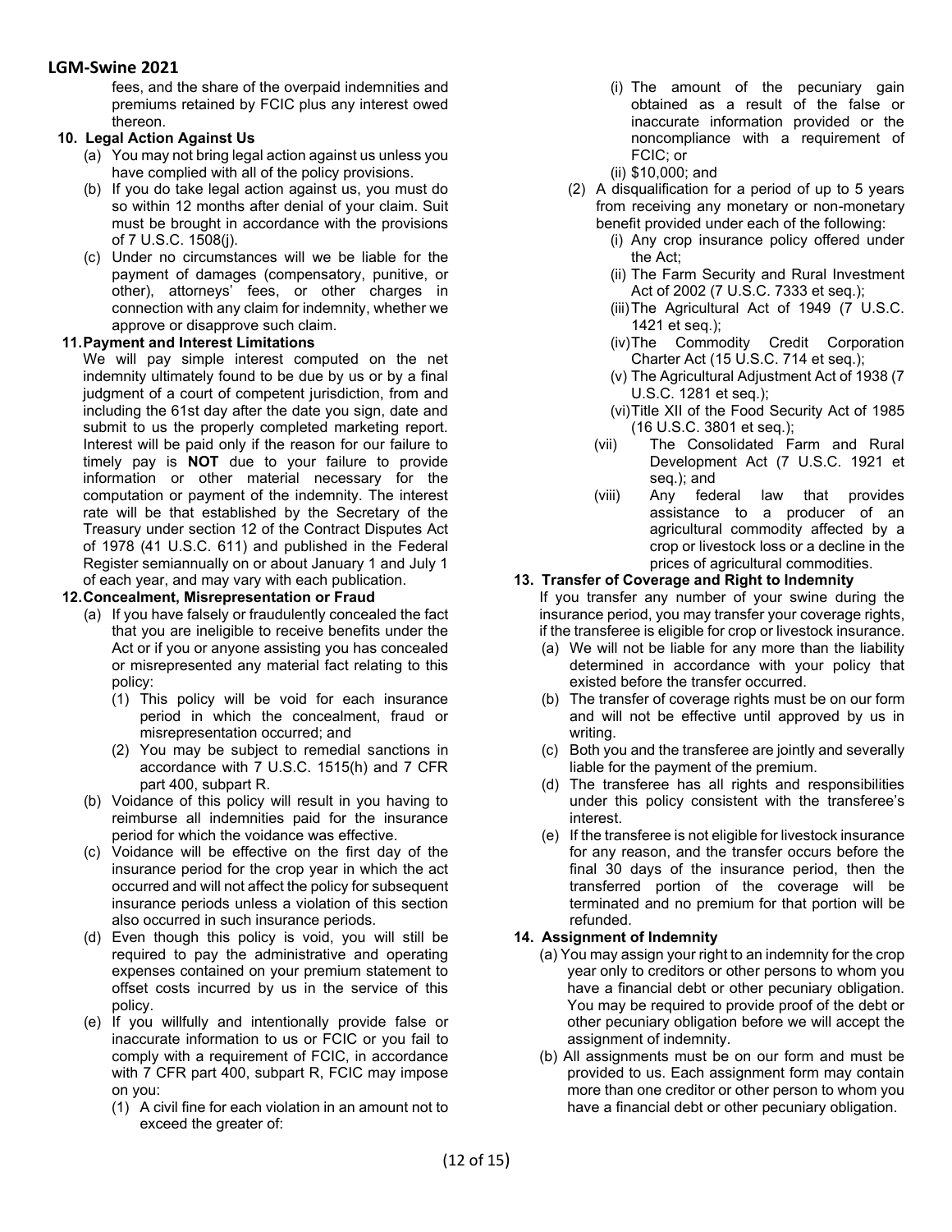fees, and the share of the overpaid indemnities and premiums retained by FCIC plus any interest owed thereon.

**10. Legal Action Against Us**

(a) You may not bring legal action against us unless you have complied with all of the policy provisions.

(b) If you do take legal action against us, you must do so within 12 months after denial of your claim. Suit must be brought in accordance with the provisions of 7 U.S.C. 1508(j).

(c) Under no circumstances will we be liable for the payment of damages (compensatory, punitive, or other), attorneys' fees, or other charges in connection with any claim for indemnity, whether we approve or disapprove such claim.

**11. Payment and Interest Limitations**

We will pay simple interest computed on the net indemnity ultimately found to be due by us or by a final judgment of a court of competent jurisdiction, from and including the 61st day after the date you sign, date and submit to us the properly completed marketing report. Interest will be paid only if the reason for our failure to timely pay is **NOT** due to your failure to provide information or other material necessary for the computation or payment of the indemnity. The interest rate will be that established by the Secretary of the Treasury under section 12 of the Contract Disputes Act of 1978 (41 U.S.C. 611) and published in the Federal Register semiannually on or about January 1 and July 1 of each year, and may vary with each publication.

**12. Concealment, Misrepresentation or Fraud**

(a) If you have falsely or fraudulently concealed the fact that you are ineligible to receive benefits under the Act or if you or anyone assisting you has concealed or misrepresented any material fact relating to this policy:

(1) This policy will be void for each insurance period in which the concealment, fraud or misrepresentation occurred; and

(2) You may be subject to remedial sanctions in accordance with 7 U.S.C. 1515(h) and 7 CFR part 400, subpart R.

(b) Voidance of this policy will result in you having to reimburse all indemnities paid for the insurance period for which the voidance was effective.

(c) Voidance will be effective on the first day of the insurance period for the crop year in which the act occurred and will not affect the policy for subsequent insurance periods unless a violation of this section also occurred in such insurance periods.

(d) Even though this policy is void, you will still be required to pay the administrative and operating expenses contained on your premium statement to offset costs incurred by us in the service of this policy.

(e) If you willfully and intentionally provide false or inaccurate information to us or FCIC or you fail to comply with a requirement of FCIC, in accordance with 7 CFR part 400, subpart R, FCIC may impose on you:

(1) A civil fine for each violation in an amount not to exceed the greater of:

(i) The amount of the pecuniary gain obtained as a result of the false or inaccurate information provided or the noncompliance with a requirement of FCIC; or

(ii) $10,000; and

(2) A disqualification for a period of up to 5 years from receiving any monetary or non-monetary benefit provided under each of the following:

(i) Any crop insurance policy offered under the Act;

(ii) The Farm Security and Rural Investment Act of 2002 (7 U.S.C. 7333 et seq.);

(iii) The Agricultural Act of 1949 (7 U.S.C. 1421 et seq.);

(iv) The Commodity Credit Corporation Charter Act (15 U.S.C. 714 et seq.);

(v) The Agricultural Adjustment Act of 1938 (7 U.S.C. 1281 et seq.);

(vi) Title XII of the Food Security Act of 1985 (16 U.S.C. 3801 et seq.);

(vii) The Consolidated Farm and Rural Development Act (7 U.S.C. 1921 et seq.); and

(viii) Any federal law that provides assistance to a producer of an agricultural commodity affected by a crop or livestock loss or a decline in the prices of agricultural commodities.

**13. Transfer of Coverage and Right to Indemnity**

If you transfer any number of your swine during the insurance period, you may transfer your coverage rights, if the transferee is eligible for crop or livestock insurance.

(a) We will not be liable for any more than the liability determined in accordance with your policy that existed before the transfer occurred.

(b) The transfer of coverage rights must be on our form and will not be effective until approved by us in writing.

(c) Both you and the transferee are jointly and severally liable for the payment of the premium.

(d) The transferee has all rights and responsibilities under this policy consistent with the transferee's interest.

(e) If the transferee is not eligible for livestock insurance for any reason, and the transfer occurs before the final 30 days of the insurance period, then the transferred portion of the coverage will be terminated and no premium for that portion will be refunded.

**14. Assignment of Indemnity**

(a) You may assign your right to an indemnity for the crop year only to creditors or other persons to whom you have a financial debt or other pecuniary obligation. You may be required to provide proof of the debt or other pecuniary obligation before we will accept the assignment of indemnity.

(b) All assignments must be on our form and must be provided to us. Each assignment form may contain more than one creditor or other person to whom you have a financial debt or other pecuniary obligation.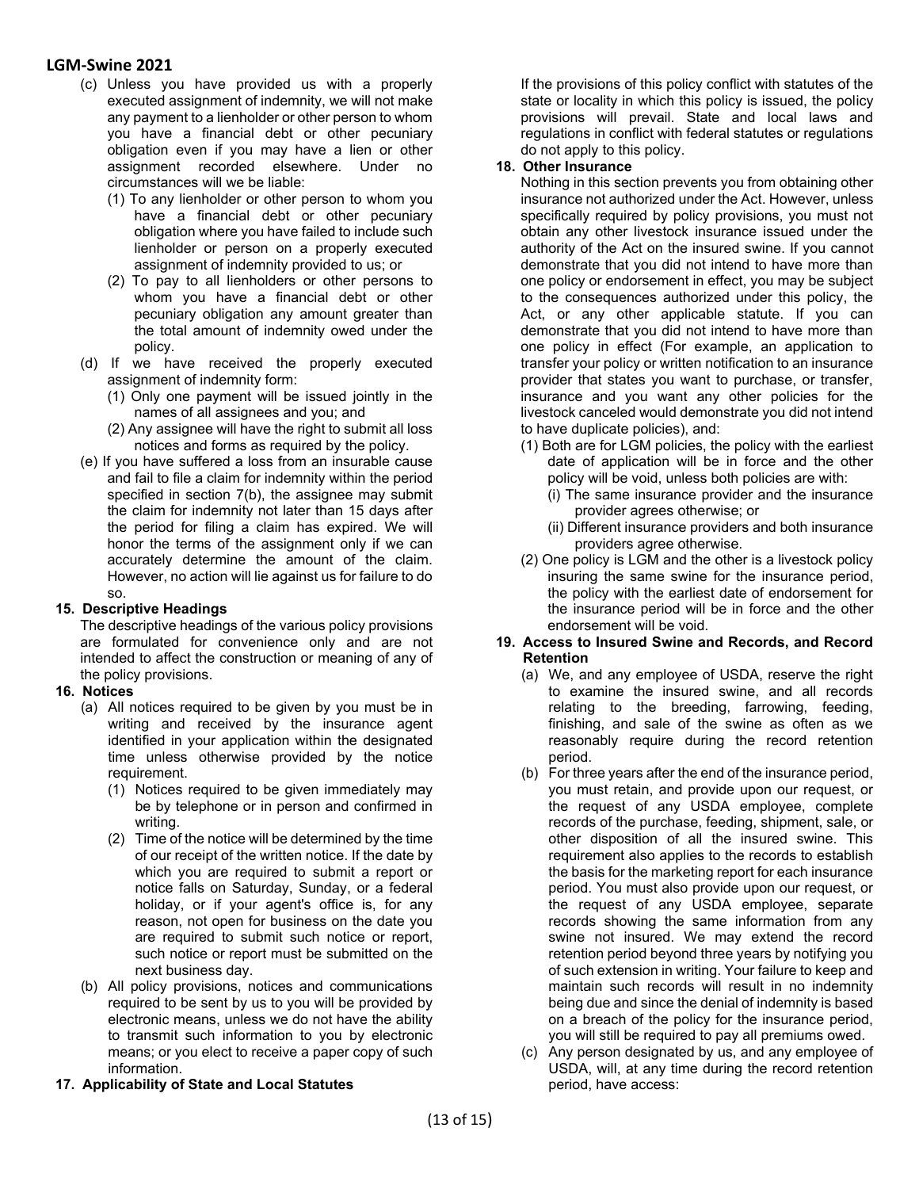(c) Unless you have provided us with a properly executed assignment of indemnity, we will not make any payment to a lienholder or other person to whom you have a financial debt or other pecuniary obligation even if you may have a lien or other assignment recorded elsewhere. Under no circumstances will we be liable:

   (1) To any lienholder or other person to whom you have a financial debt or other pecuniary obligation where you have failed to include such lienholder or person on a properly executed assignment of indemnity provided to us; or

   (2) To pay to all lienholders or other persons to whom you have a financial debt or other pecuniary obligation any amount greater than the total amount of indemnity owed under the policy.

(d) If we have received the properly executed assignment of indemnity form:

   (1) Only one payment will be issued jointly in the names of all assignees and you; and

   (2) Any assignee will have the right to submit all loss notices and forms as required by the policy.

(e) If you have suffered a loss from an insurable cause and fail to file a claim for indemnity within the period specified in section 7(b), the assignee may submit the claim for indemnity not later than 15 days after the period for filing a claim has expired. We will honor the terms of the assignment only if we can accurately determine the amount of the claim. However, no action will lie against us for failure to do so.

**15. Descriptive Headings**

The descriptive headings of the various policy provisions are formulated for convenience only and are not intended to affect the construction or meaning of any of the policy provisions.

**16. Notices**

(a) All notices required to be given by you must be in writing and received by the insurance agent identified in your application within the designated time unless otherwise provided by the notice requirement.

   (1) Notices required to be given immediately may be by telephone or in person and confirmed in writing.

   (2) Time of the notice will be determined by the time of our receipt of the written notice. If the date by which you are required to submit a report or notice falls on Saturday, Sunday, or a federal holiday, or if your agent's office is, for any reason, not open for business on the date you are required to submit such notice or report, such notice or report must be submitted on the next business day.

(b) All policy provisions, notices and communications required to be sent by us to you will be provided by electronic means, unless we do not have the ability to transmit such information to you by electronic means; or you elect to receive a paper copy of such information.

**17. Applicability of State and Local Statutes**

If the provisions of this policy conflict with statutes of the state or locality in which this policy is issued, the policy provisions will prevail. State and local laws and regulations in conflict with federal statutes or regulations do not apply to this policy.

**18. Other Insurance**

Nothing in this section prevents you from obtaining other insurance not authorized under the Act. However, unless specifically required by policy provisions, you must not obtain any other livestock insurance issued under the authority of the Act on the insured swine. If you cannot demonstrate that you did not intend to have more than one policy or endorsement in effect, you may be subject to the consequences authorized under this policy, the Act, or any other applicable statute. If you can demonstrate that you did not intend to have more than one policy in effect (For example, an application to transfer your policy or written notification to an insurance provider that states you want to purchase, or transfer, insurance and you want any other policies for the livestock canceled would demonstrate you did not intend to have duplicate policies), and:

   (1) Both are for LGM policies, the policy with the earliest date of application will be in force and the other policy will be void, unless both policies are with:

      (i) The same insurance provider and the insurance provider agrees otherwise; or

      (ii) Different insurance providers and both insurance providers agree otherwise.

   (2) One policy is LGM and the other is a livestock policy insuring the same swine for the insurance period, the policy with the earliest date of endorsement for the insurance period will be in force and the other endorsement will be void.

**19. Access to Insured Swine and Records, and Record Retention**

(a) We, and any employee of USDA, reserve the right to examine the insured swine, and all records relating to the breeding, farrowing, feeding, finishing, and sale of the swine as often as we reasonably require during the record retention period.

(b) For three years after the end of the insurance period, you must retain, and provide upon our request, or the request of any USDA employee, complete records of the purchase, feeding, shipment, sale, or other disposition of all the insured swine. This requirement also applies to the records to establish the basis for the marketing report for each insurance period. You must also provide upon our request, or the request of any USDA employee, separate records showing the same information from any swine not insured. We may extend the record retention period beyond three years by notifying you of such extension in writing. Your failure to keep and maintain such records will result in no indemnity being due and since the denial of indemnity is based on a breach of the policy for the insurance period, you will still be required to pay all premiums owed.

(c) Any person designated by us, and any employee of USDA, will, at any time during the record retention period, have access: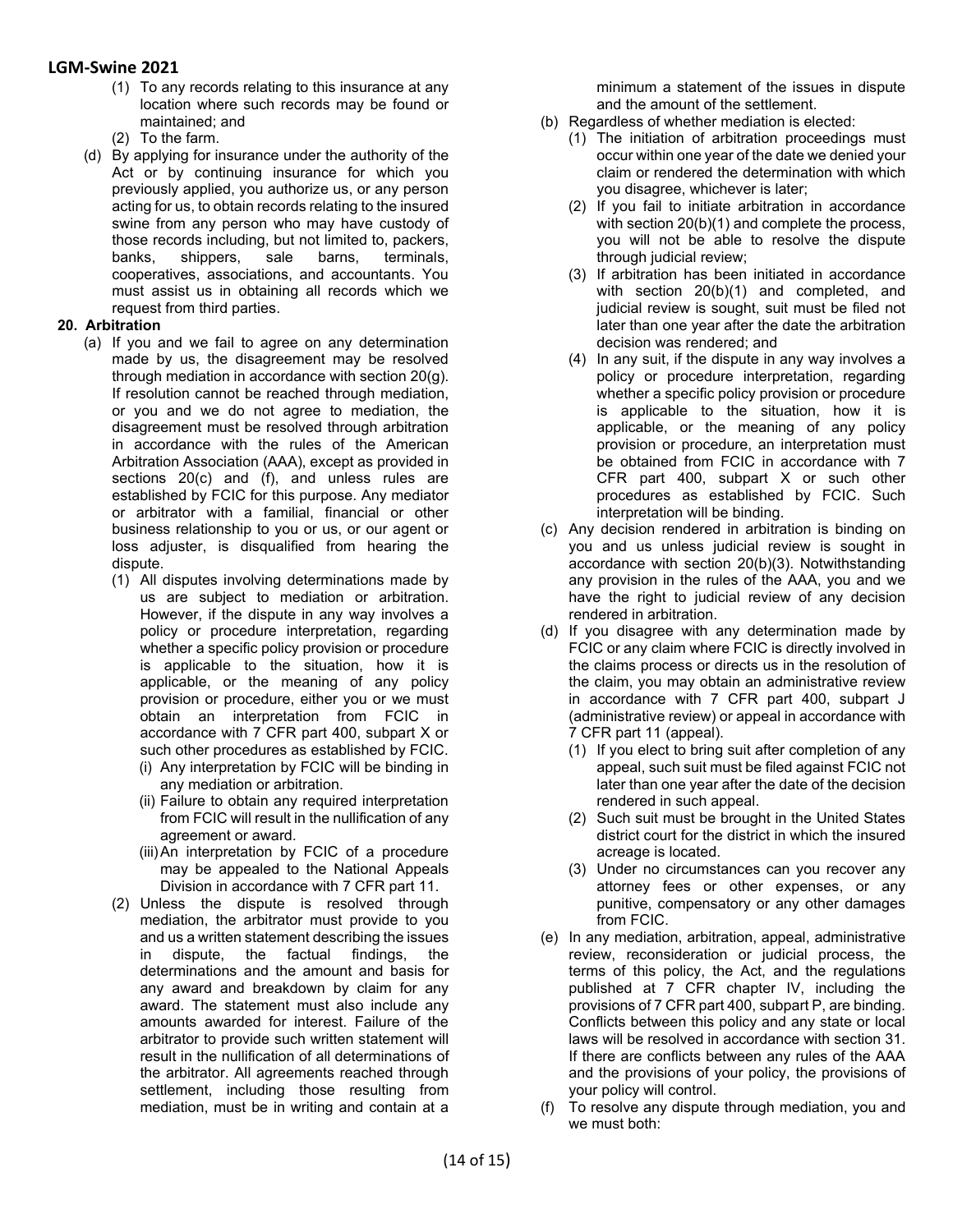(1) To any records relating to this insurance at any location where such records may be found or maintained; and

(2) To the farm.

(d) By applying for insurance under the authority of the Act or by continuing insurance for which you previously applied, you authorize us, or any person acting for us, to obtain records relating to the insured swine from any person who may have custody of those records including, but not limited to, packers, banks, shippers, sale barns, terminals, cooperatives, associations, and accountants. You must assist us in obtaining all records which we request from third parties.

**20. Arbitration**

(a) If you and we fail to agree on any determination made by us, the disagreement may be resolved through mediation in accordance with section 20(g). If resolution cannot be reached through mediation, or you and we do not agree to mediation, the disagreement must be resolved through arbitration in accordance with the rules of the American Arbitration Association (AAA), except as provided in sections 20(c) and (f), and unless rules are established by FCIC for this purpose. Any mediator or arbitrator with a familial, financial or other business relationship to you or us, or our agent or loss adjuster, is disqualified from hearing the dispute.

(1) All disputes involving determinations made by us are subject to mediation or arbitration. However, if the dispute in any way involves a policy or procedure interpretation, regarding whether a specific policy provision or procedure is applicable to the situation, how it is applicable, or the meaning of any policy provision or procedure, either you or we must obtain an interpretation from FCIC in accordance with 7 CFR part 400, subpart X or such other procedures as established by FCIC.

(i) Any interpretation by FCIC will be binding in any mediation or arbitration.

(ii) Failure to obtain any required interpretation from FCIC will result in the nullification of any agreement or award.

(iii) An interpretation by FCIC of a procedure may be appealed to the National Appeals Division in accordance with 7 CFR part 11.

(2) Unless the dispute is resolved through mediation, the arbitrator must provide to you and us a written statement describing the issues in dispute, the factual findings, the determinations and the amount and basis for any award and breakdown by claim for any award. The statement must also include any amounts awarded for interest. Failure of the arbitrator to provide such written statement will result in the nullification of all determinations of the arbitrator. All agreements reached through settlement, including those resulting from mediation, must be in writing and contain at a minimum a statement of the issues in dispute and the amount of the settlement.

(b) Regardless of whether mediation is elected:

(1) The initiation of arbitration proceedings must occur within one year of the date we denied your claim or rendered the determination with which you disagree, whichever is later;

(2) If you fail to initiate arbitration in accordance with section 20(b)(1) and complete the process, you will not be able to resolve the dispute through judicial review;

(3) If arbitration has been initiated in accordance with section 20(b)(1) and completed, and judicial review is sought, suit must be filed not later than one year after the date the arbitration decision was rendered; and

(4) In any suit, if the dispute in any way involves a policy or procedure interpretation, regarding whether a specific policy provision or procedure is applicable to the situation, how it is applicable, or the meaning of any policy provision or procedure, an interpretation must be obtained from FCIC in accordance with 7 CFR part 400, subpart X or such other procedures as established by FCIC. Such interpretation will be binding.

(c) Any decision rendered in arbitration is binding on you and us unless judicial review is sought in accordance with section 20(b)(3). Notwithstanding any provision in the rules of the AAA, you and we have the right to judicial review of any decision rendered in arbitration.

(d) If you disagree with any determination made by FCIC or any claim where FCIC is directly involved in the claims process or directs us in the resolution of the claim, you may obtain an administrative review in accordance with 7 CFR part 400, subpart J (administrative review) or appeal in accordance with 7 CFR part 11 (appeal).

(1) If you elect to bring suit after completion of any appeal, such suit must be filed against FCIC not later than one year after the date of the decision rendered in such appeal.

(2) Such suit must be brought in the United States district court for the district in which the insured acreage is located.

(3) Under no circumstances can you recover any attorney fees or other expenses, or any punitive, compensatory or any other damages from FCIC.

(e) In any mediation, arbitration, appeal, administrative review, reconsideration or judicial process, the terms of this policy, the Act, and the regulations published at 7 CFR chapter IV, including the provisions of 7 CFR part 400, subpart P, are binding. Conflicts between this policy and any state or local laws will be resolved in accordance with section 31. If there are conflicts between any rules of the AAA and the provisions of your policy, the provisions of your policy will control.

(f) To resolve any dispute through mediation, you and we must both: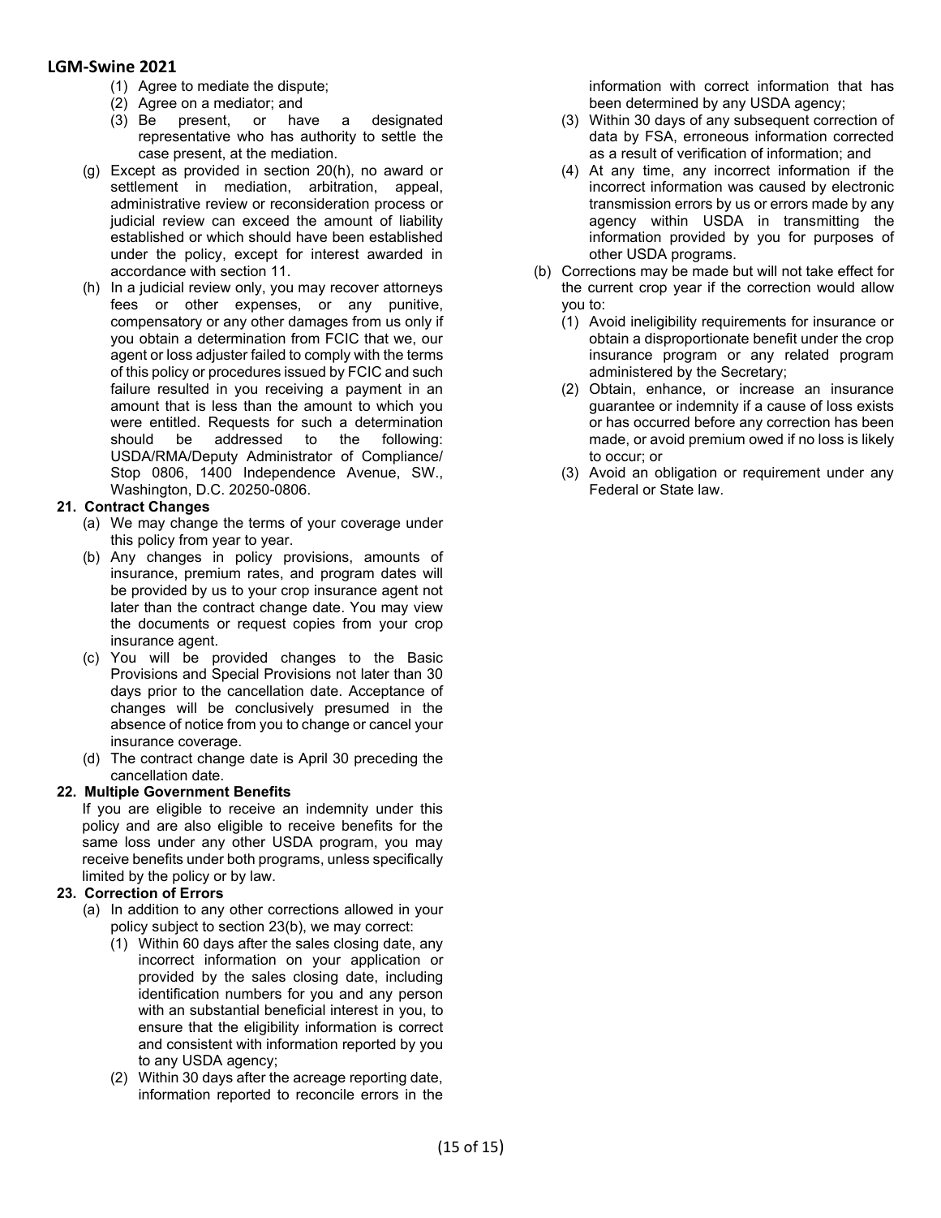(1) Agree to mediate the dispute;
(2) Agree on a mediator; and
(3) Be present, or have a designated representative who has authority to settle the case present, at the mediation.

(g) Except as provided in section 20(h), no award or settlement in mediation, arbitration, appeal, administrative review or reconsideration process or judicial review can exceed the amount of liability established or which should have been established under the policy, except for interest awarded in accordance with section 11.

(h) In a judicial review only, you may recover attorneys fees or other expenses, or any punitive, compensatory or any other damages from us only if you obtain a determination from FCIC that we, our agent or loss adjuster failed to comply with the terms of this policy or procedures issued by FCIC and such failure resulted in you receiving a payment in an amount that is less than the amount to which you were entitled. Requests for such a determination should be addressed to the following: USDA/RMA/Deputy Administrator of Compliance/ Stop 0806, 1400 Independence Avenue, SW., Washington, D.C. 20250-0806.

**21. Contract Changes**

(a) We may change the terms of your coverage under this policy from year to year.

(b) Any changes in policy provisions, amounts of insurance, premium rates, and program dates will be provided by us to your crop insurance agent not later than the contract change date. You may view the documents or request copies from your crop insurance agent.

(c) You will be provided changes to the Basic Provisions and Special Provisions not later than 30 days prior to the cancellation date. Acceptance of changes will be conclusively presumed in the absence of notice from you to change or cancel your insurance coverage.

(d) The contract change date is April 30 preceding the cancellation date.

**22. Multiple Government Benefits**

If you are eligible to receive an indemnity under this policy and are also eligible to receive benefits for the same loss under any other USDA program, you may receive benefits under both programs, unless specifically limited by the policy or by law.

**23. Correction of Errors**

(a) In addition to any other corrections allowed in your policy subject to section 23(b), we may correct:

(1) Within 60 days after the sales closing date, any incorrect information on your application or provided by the sales closing date, including identification numbers for you and any person with an substantial beneficial interest in you, to ensure that the eligibility information is correct and consistent with information reported by you to any USDA agency;

(2) Within 30 days after the acreage reporting date, information reported to reconcile errors in the information with correct information that has been determined by any USDA agency;

(3) Within 30 days of any subsequent correction of data by FSA, erroneous information corrected as a result of verification of information; and

(4) At any time, any incorrect information if the incorrect information was caused by electronic transmission errors by us or errors made by any agency within USDA in transmitting the information provided by you for purposes of other USDA programs.

(b) Corrections may be made but will not take effect for the current crop year if the correction would allow you to:

(1) Avoid ineligibility requirements for insurance or obtain a disproportionate benefit under the crop insurance program or any related program administered by the Secretary;

(2) Obtain, enhance, or increase an insurance guarantee or indemnity if a cause of loss exists or has occurred before any correction has been made, or avoid premium owed if no loss is likely to occur; or

(3) Avoid an obligation or requirement under any Federal or State law.